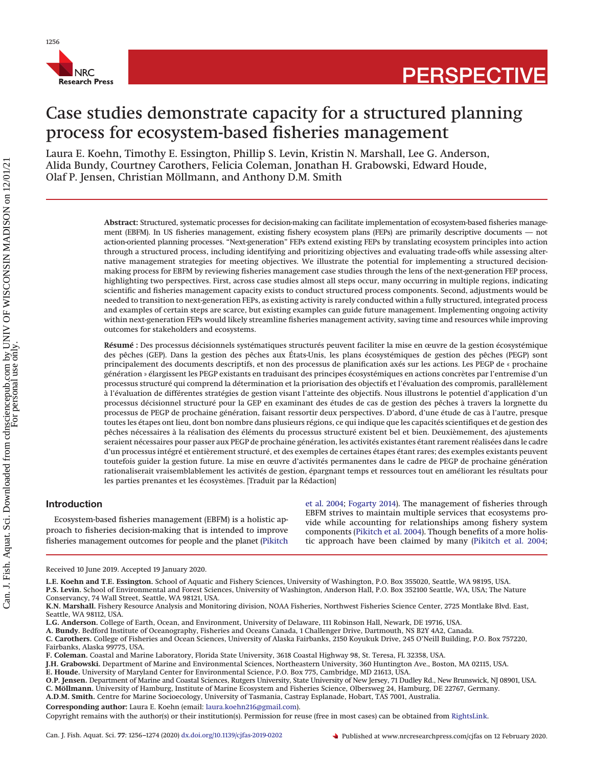# Case studies demonstrate capacity for a structured planning process for ecosystem-based fisheries management

Laura E. Koehn, Timothy E. Essington, Phillip S. Levin, Kristin N. Marshall, Lee G. Anderson, Alida Bundy, Courtney Carothers, Felicia Coleman, Jonathan H. Grabowski, Edward Houde, Olaf P. Jensen, Christian Möllmann, and Anthony D.M. Smith

**Abstract:** Structured, systematic processes for decision-making can facilitate implementation of ecosystem-based fisheries management (EBFM). In US fisheries management, existing fishery ecosystem plans (FEPs) are primarily descriptive documents — not action-oriented planning processes. "Next-generation" FEPs extend existing FEPs by translating ecosystem principles into action through a structured process, including identifying and prioritizing objectives and evaluating trade-offs while assessing alternative management strategies for meeting objectives. We illustrate the potential for implementing a structured decision-making process for EBFM by reviewing fisheries management case studies through the lens of the next-generation FEP process, highlighting two perspectives. First, across case studies almost all steps occur, many occurring in multiple regions, indicating scientific and fisheries management capacity exists to conduct structured process components. Second, adjustments would be needed to transition to next-generation FEPs, as existing activity is rarely conducted within a fully structured, integrated process and examples of certain steps are scarce, but existing examples can guide future management. Implementing ongoing activity within next-generation FEPs would likely streamline fisheries management activity, saving time and resources while improving outcomes for stakeholders and ecosystems.

**Résumé :** Des processus décisionnels systématiques structurés peuvent faciliter la mise en œuvre de la gestion écosystémique des pêches (GEP). Dans la gestion des pêches aux États-Unis, les plans écosystémiques de gestion des pêches (PEGP) sont principalement des documents descriptifs, et non des processus de planification axés sur les actions. Les PEGP de « prochaine génération » élargissent les PEGP existants en traduisant des principes écosystémiques en actions concrètes par l'entremise d'un processus structuré qui comprend la détermination et la priorisation des objectifs et l'évaluation des compromis, parallèlement à l'évaluation de différentes stratégies de gestion visant l'atteinte des objectifs. Nous illustrons le potentiel d'application d'un processus décisionnel structuré pour la GEP en examinant des études de cas de gestion des pêches à travers la lorgnette du processus de PEGP de prochaine génération, faisant ressortir deux perspectives. D'abord, d'une étude de cas à l'autre, presque toutes les étapes ont lieu, dont bon nombre dans plusieurs régions, ce qui indique que les capacités scientifiques et de gestion des pêches nécessaires à la réalisation des éléments du processus structuré existent bel et bien. Deuxièmement, des ajustements seraient nécessaires pour passer aux PEGP de prochaine génération, les activités existantes étant rarement réalisées dans le cadre d'un processus intégré et entièrement structuré, et des exemples de certaines étapes étant rares; des exemples existants peuvent toutefois guider la gestion future. La mise en œuvre d'activités permanentes dans le cadre de PEGP de prochaine génération rationaliserait vraisemblablement les activités de gestion, épargnant temps et ressources tout en améliorant les résultats pour les parties prenantes et les écosystèmes. [Traduit par la Rédaction]

## Introduction

Ecosystem-based fisheries management (EBFM) is a holistic approach to fisheries decision-making that is intended to improve fisheries management outcomes for people and the planet (Pikitch et al. 2004; Fogarty 2014). The management of fisheries through EBFM strives to maintain multiple services that ecosystems provide while accounting for relationships among fishery system components (Pikitch et al. 2004). Though benefits of a more holistic approach have been claimed by many (Pikitch et al. 2004;

Received 10 June 2019. Accepted 19 January 2020.

**L.E. Koehn and T.E. Essington.** School of Aquatic and Fishery Sciences, University of Washington, P.O. Box 355020, Seattle, WA 98195, USA.
**P.S. Levin.** School of Environmental and Forest Sciences, University of Washington, Anderson Hall, P.O. Box 352100 Seattle, WA, USA; The Nature Conservancy, 74 Wall Street, Seattle, WA 98121, USA.
**K.N. Marshall.** Fishery Resource Analysis and Monitoring division, NOAA Fisheries, Northwest Fisheries Science Center, 2725 Montlake Blvd. East, Seattle, WA 98112, USA.
**L.G. Anderson.** College of Earth, Ocean, and Environment, University of Delaware, 111 Robinson Hall, Newark, DE 19716, USA.
**A. Bundy.** Bedford Institute of Oceanography, Fisheries and Oceans Canada, 1 Challenger Drive, Dartmouth, NS B2Y 4A2, Canada.
**C. Carothers.** College of Fisheries and Ocean Sciences, University of Alaska Fairbanks, 2150 Koyukuk Drive, 245 O'Neill Building, P.O. Box 757220, Fairbanks, Alaska 99775, USA.
**F. Coleman.** Coastal and Marine Laboratory, Florida State University, 3618 Coastal Highway 98, St. Teresa, FL 32358, USA.
**J.H. Grabowski.** Department of Marine and Environmental Sciences, Northeastern University, 360 Huntington Ave., Boston, MA 02115, USA.
**E. Houde.** University of Maryland Center for Environmental Science, P.O. Box 775, Cambridge, MD 21613, USA.
**O.P. Jensen.** Department of Marine and Coastal Sciences, Rutgers University, State University of New Jersey, 71 Dudley Rd., New Brunswick, NJ 08901, USA.
**C. Möllmann.** University of Hamburg, Institute of Marine Ecosystem and Fisheries Science, Olbersweg 24, Hamburg, DE 22767, Germany.
**A.D.M. Smith.** Centre for Marine Socioecology, University of Tasmania, Castray Esplanade, Hobart, TAS 7001, Australia.

**Corresponding author:** Laura E. Koehn (email: laura.koehn216@gmail.com).

Copyright remains with the author(s) or their institution(s). Permission for reuse (free in most cases) can be obtained from RightsLink.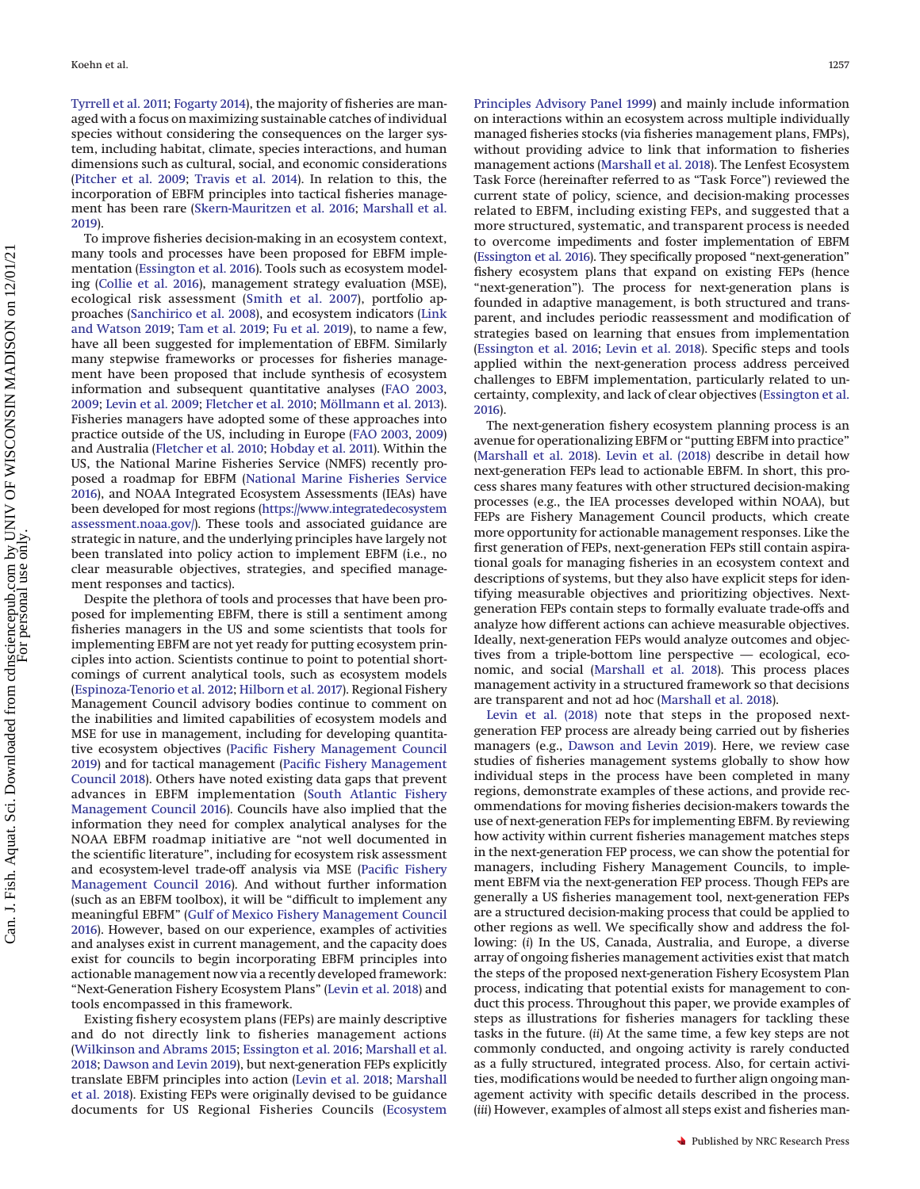Tyrrell et al. 2011; Fogarty 2014), the majority of fisheries are managed with a focus on maximizing sustainable catches of individual species without considering the consequences on the larger system, including habitat, climate, species interactions, and human dimensions such as cultural, social, and economic considerations (Pitcher et al. 2009; Travis et al. 2014). In relation to this, the incorporation of EBFM principles into tactical fisheries management has been rare (Skern-Mauritzen et al. 2016; Marshall et al. 2019).

To improve fisheries decision-making in an ecosystem context, many tools and processes have been proposed for EBFM implementation (Essington et al. 2016). Tools such as ecosystem modeling (Collie et al. 2016), management strategy evaluation (MSE), ecological risk assessment (Smith et al. 2007), portfolio approaches (Sanchirico et al. 2008), and ecosystem indicators (Link and Watson 2019; Tam et al. 2019; Fu et al. 2019), to name a few, have all been suggested for implementation of EBFM. Similarly many stepwise frameworks or processes for fisheries management have been proposed that include synthesis of ecosystem information and subsequent quantitative analyses (FAO 2003, 2009; Levin et al. 2009; Fletcher et al. 2010; Möllmann et al. 2013). Fisheries managers have adopted some of these approaches into practice outside of the US, including in Europe (FAO 2003, 2009) and Australia (Fletcher et al. 2010; Hobday et al. 2011). Within the US, the National Marine Fisheries Service (NMFS) recently proposed a roadmap for EBFM (National Marine Fisheries Service 2016), and NOAA Integrated Ecosystem Assessments (IEAs) have been developed for most regions (https://www.integratedecosystemassessment.noaa.gov/). These tools and associated guidance are strategic in nature, and the underlying principles have largely not been translated into policy action to implement EBFM (i.e., no clear measurable objectives, strategies, and specified management responses and tactics).

Despite the plethora of tools and processes that have been proposed for implementing EBFM, there is still a sentiment among fisheries managers in the US and some scientists that tools for implementing EBFM are not yet ready for putting ecosystem principles into action. Scientists continue to point to potential shortcomings of current analytical tools, such as ecosystem models (Espinoza-Tenorio et al. 2012; Hilborn et al. 2017). Regional Fishery Management Council advisory bodies continue to comment on the inabilities and limited capabilities of ecosystem models and MSE for use in management, including for developing quantitative ecosystem objectives (Pacific Fishery Management Council 2019) and for tactical management (Pacific Fishery Management Council 2018). Others have noted existing data gaps that prevent advances in EBFM implementation (South Atlantic Fishery Management Council 2016). Councils have also implied that the information they need for complex analytical analyses for the NOAA EBFM roadmap initiative are "not well documented in the scientific literature", including for ecosystem risk assessment and ecosystem-level trade-off analysis via MSE (Pacific Fishery Management Council 2016). And without further information (such as an EBFM toolbox), it will be "difficult to implement any meaningful EBFM" (Gulf of Mexico Fishery Management Council 2016). However, based on our experience, examples of activities and analyses exist in current management, and the capacity does exist for councils to begin incorporating EBFM principles into actionable management now via a recently developed framework: "Next-Generation Fishery Ecosystem Plans" (Levin et al. 2018) and tools encompassed in this framework.

Existing fishery ecosystem plans (FEPs) are mainly descriptive and do not directly link to fisheries management actions (Wilkinson and Abrams 2015; Essington et al. 2016; Marshall et al. 2018; Dawson and Levin 2019), but next-generation FEPs explicitly translate EBFM principles into action (Levin et al. 2018; Marshall et al. 2018). Existing FEPs were originally devised to be guidance documents for US Regional Fisheries Councils (Ecosystem Principles Advisory Panel 1999) and mainly include information on interactions within an ecosystem across multiple individually managed fisheries stocks (via fisheries management plans, FMPs), without providing advice to link that information to fisheries management actions (Marshall et al. 2018). The Lenfest Ecosystem Task Force (hereinafter referred to as "Task Force") reviewed the current state of policy, science, and decision-making processes related to EBFM, including existing FEPs, and suggested that a more structured, systematic, and transparent process is needed to overcome impediments and foster implementation of EBFM (Essington et al. 2016). They specifically proposed "next-generation" fishery ecosystem plans that expand on existing FEPs (hence "next-generation"). The process for next-generation plans is founded in adaptive management, is both structured and transparent, and includes periodic reassessment and modification of strategies based on learning that ensues from implementation (Essington et al. 2016; Levin et al. 2018). Specific steps and tools applied within the next-generation process address perceived challenges to EBFM implementation, particularly related to uncertainty, complexity, and lack of clear objectives (Essington et al. 2016).

The next-generation fishery ecosystem planning process is an avenue for operationalizing EBFM or "putting EBFM into practice" (Marshall et al. 2018). Levin et al. (2018) describe in detail how next-generation FEPs lead to actionable EBFM. In short, this process shares many features with other structured decision-making processes (e.g., the IEA processes developed within NOAA), but FEPs are Fishery Management Council products, which create more opportunity for actionable management responses. Like the first generation of FEPs, next-generation FEPs still contain aspirational goals for managing fisheries in an ecosystem context and descriptions of systems, but they also have explicit steps for identifying measurable objectives and prioritizing objectives. Next-generation FEPs contain steps to formally evaluate trade-offs and analyze how different actions can achieve measurable objectives. Ideally, next-generation FEPs would analyze outcomes and objectives from a triple-bottom line perspective — ecological, economic, and social (Marshall et al. 2018). This process places management activity in a structured framework so that decisions are transparent and not ad hoc (Marshall et al. 2018).

Levin et al. (2018) note that steps in the proposed next-generation FEP process are already being carried out by fisheries managers (e.g., Dawson and Levin 2019). Here, we review case studies of fisheries management systems globally to show how individual steps in the process have been completed in many regions, demonstrate examples of these actions, and provide recommendations for moving fisheries decision-makers towards the use of next-generation FEPs for implementing EBFM. By reviewing how activity within current fisheries management matches steps in the next-generation FEP process, we can show the potential for managers, including Fishery Management Councils, to implement EBFM via the next-generation FEP process. Though FEPs are generally a US fisheries management tool, next-generation FEPs are a structured decision-making process that could be applied to other regions as well. We specifically show and address the following: (*i*) In the US, Canada, Australia, and Europe, a diverse array of ongoing fisheries management activities exist that match the steps of the proposed next-generation Fishery Ecosystem Plan process, indicating that potential exists for management to conduct this process. Throughout this paper, we provide examples of steps as illustrations for fisheries managers for tackling these tasks in the future. (*ii*) At the same time, a few key steps are not commonly conducted, and ongoing activity is rarely conducted as a fully structured, integrated process. Also, for certain activities, modifications would be needed to further align ongoing management activity with specific details described in the process. (*iii*) However, examples of almost all steps exist and fisheries man-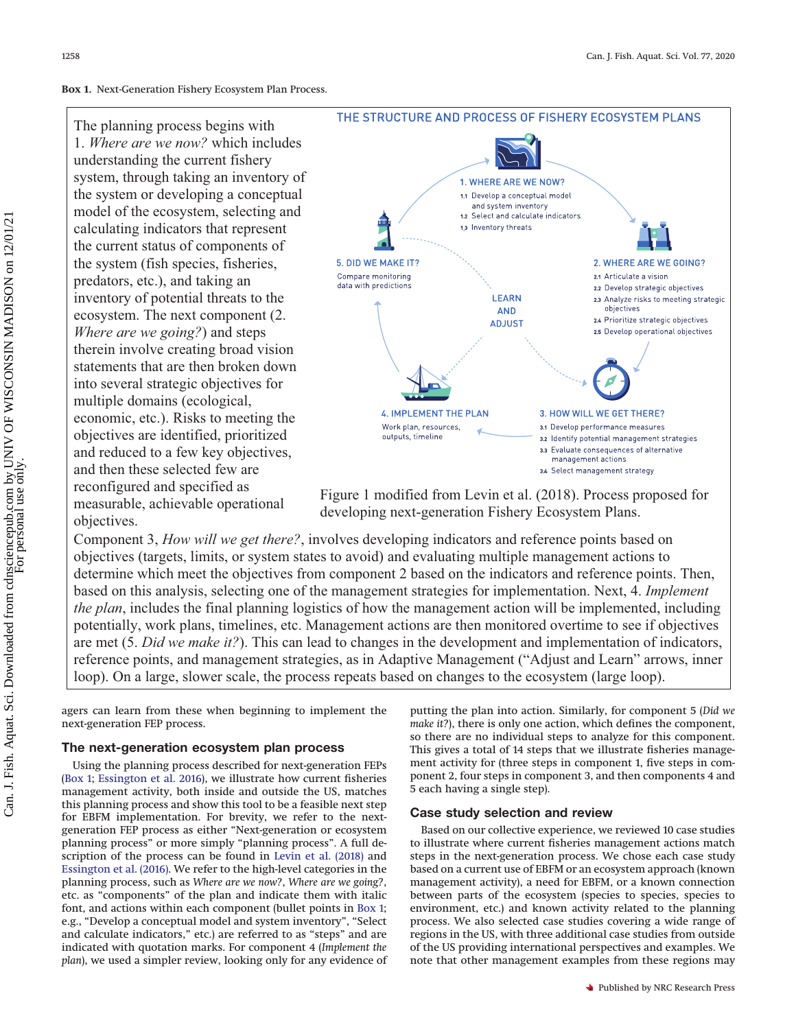**Box 1.** Next-Generation Fishery Ecosystem Plan Process.

The planning process begins with 1. *Where are we now?* which includes understanding the current fishery system, through taking an inventory of the system or developing a conceptual model of the ecosystem, selecting and calculating indicators that represent the current status of components of the system (fish species, fisheries, predators, etc.), and taking an inventory of potential threats to the ecosystem. The next component (2. *Where are we going?*) and steps therein involve creating broad vision statements that are then broken down into several strategic objectives for multiple domains (ecological, economic, etc.). Risks to meeting the objectives are identified, prioritized and reduced to a few key objectives, and then these selected few are reconfigured and specified as measurable, achievable operational objectives.

THE STRUCTURE AND PROCESS OF FISHERY ECOSYSTEM PLANS

1. WHERE ARE WE NOW?
- 1.1 Develop a conceptual model and system inventory
- 1.2 Select and calculate indicators
- 1.3 Inventory threats

2. WHERE ARE WE GOING?
- 2.1 Articulate a vision
- 2.2 Develop strategic objectives
- 2.3 Analyze risks to meeting strategic objectives
- 2.4 Prioritize strategic objectives
- 2.5 Develop operational objectives

3. HOW WILL WE GET THERE?
- 3.1 Develop performance measures
- 3.2 Identify potential management strategies
- 3.3 Evaluate consequences of alternative management actions
- 3.4 Select management strategy

4. IMPLEMENT THE PLAN

Work plan, resources, outputs, timeline

5. DID WE MAKE IT?

Compare monitoring data with predictions

LEARN AND ADJUST

Figure 1 modified from Levin et al. (2018). Process proposed for developing next-generation Fishery Ecosystem Plans.

Component 3, *How will we get there?*, involves developing indicators and reference points based on objectives (targets, limits, or system states to avoid) and evaluating multiple management actions to determine which meet the objectives from component 2 based on the indicators and reference points. Then, based on this analysis, selecting one of the management strategies for implementation. Next, 4. *Implement the plan*, includes the final planning logistics of how the management action will be implemented, including potentially, work plans, timelines, etc. Management actions are then monitored overtime to see if objectives are met (5. *Did we make it?*). This can lead to changes in the development and implementation of indicators, reference points, and management strategies, as in Adaptive Management ("Adjust and Learn" arrows, inner loop). On a large, slower scale, the process repeats based on changes to the ecosystem (large loop).

agers can learn from these when beginning to implement the next-generation FEP process.

## The next-generation ecosystem plan process

Using the planning process described for next-generation FEPs (Box 1; Essington et al. 2016), we illustrate how current fisheries management activity, both inside and outside the US, matches this planning process and show this tool to be a feasible next step for EBFM implementation. For brevity, we refer to the next-generation FEP process as either "Next-generation or ecosystem planning process" or more simply "planning process". A full description of the process can be found in Levin et al. (2018) and Essington et al. (2016). We refer to the high-level categories in the planning process, such as *Where are we now?*, *Where are we going?*, etc. as "components" of the plan and indicate them with italic font, and actions within each component (bullet points in Box 1; e.g., "Develop a conceptual model and system inventory", "Select and calculate indicators," etc.) are referred to as "steps" and are indicated with quotation marks. For component 4 (*Implement the plan*), we used a simpler review, looking only for any evidence of putting the plan into action. Similarly, for component 5 (*Did we make it?*), there is only one action, which defines the component, so there are no individual steps to analyze for this component. This gives a total of 14 steps that we illustrate fisheries management activity for (three steps in component 1, five steps in component 2, four steps in component 3, and then components 4 and 5 each having a single step).

## Case study selection and review

Based on our collective experience, we reviewed 10 case studies to illustrate where current fisheries management actions match steps in the next-generation process. We chose each case study based on a current use of EBFM or an ecosystem approach (known management activity), a need for EBFM, or a known connection between parts of the ecosystem (species to species, species to environment, etc.) and known activity related to the planning process. We also selected case studies covering a wide range of regions in the US, with three additional case studies from outside of the US providing international perspectives and examples. We note that other management examples from these regions may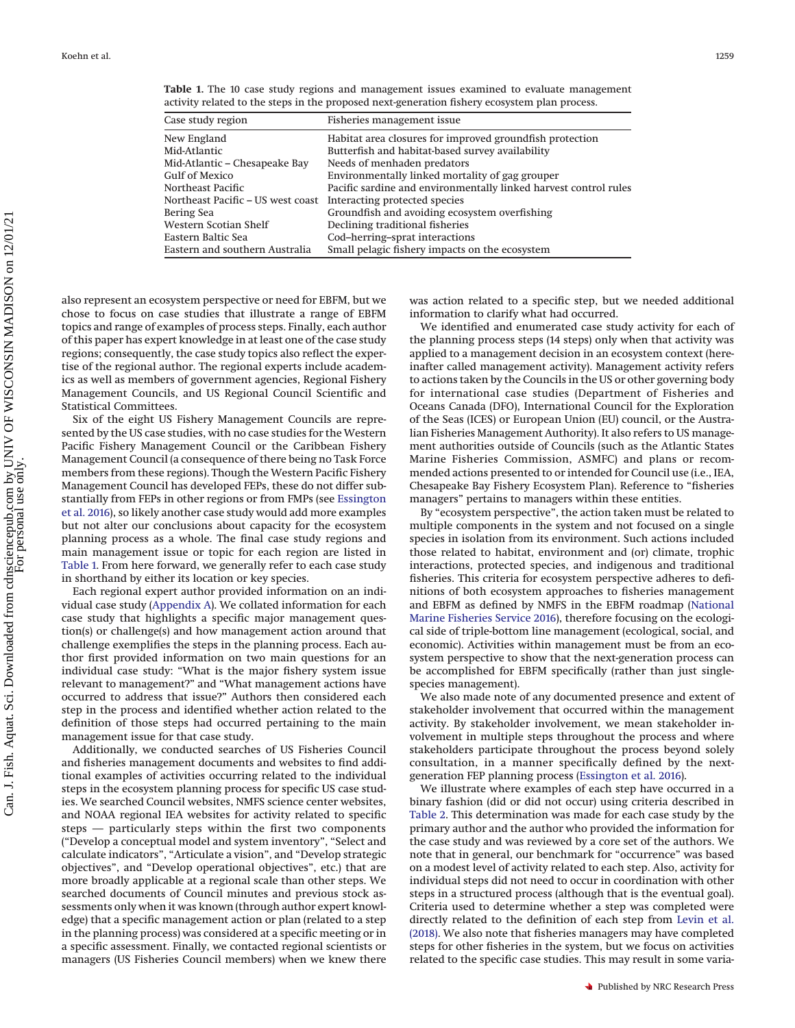**Table 1.** The 10 case study regions and management issues examined to evaluate management activity related to the steps in the proposed next-generation fishery ecosystem plan process.

| Case study region | Fisheries management issue |
| --- | --- |
| New England | Habitat area closures for improved groundfish protection |
| Mid-Atlantic | Butterfish and habitat-based survey availability |
| Mid-Atlantic – Chesapeake Bay | Needs of menhaden predators |
| Gulf of Mexico | Environmentally linked mortality of gag grouper |
| Northeast Pacific | Pacific sardine and environmentally linked harvest control rules |
| Northeast Pacific – US west coast | Interacting protected species |
| Bering Sea | Groundfish and avoiding ecosystem overfishing |
| Western Scotian Shelf | Declining traditional fisheries |
| Eastern Baltic Sea | Cod–herring–sprat interactions |
| Eastern and southern Australia | Small pelagic fishery impacts on the ecosystem |

also represent an ecosystem perspective or need for EBFM, but we chose to focus on case studies that illustrate a range of EBFM topics and range of examples of process steps. Finally, each author of this paper has expert knowledge in at least one of the case study regions; consequently, the case study topics also reflect the expertise of the regional author. The regional experts include academics as well as members of government agencies, Regional Fishery Management Councils, and US Regional Council Scientific and Statistical Committees.

Six of the eight US Fishery Management Councils are represented by the US case studies, with no case studies for the Western Pacific Fishery Management Council or the Caribbean Fishery Management Council (a consequence of there being no Task Force members from these regions). Though the Western Pacific Fishery Management Council has developed FEPs, these do not differ substantially from FEPs in other regions or from FMPs (see Essington et al. 2016), so likely another case study would add more examples but not alter our conclusions about capacity for the ecosystem planning process as a whole. The final case study regions and main management issue or topic for each region are listed in Table 1. From here forward, we generally refer to each case study in shorthand by either its location or key species.

Each regional expert author provided information on an individual case study (Appendix A). We collated information for each case study that highlights a specific major management question(s) or challenge(s) and how management action around that challenge exemplifies the steps in the planning process. Each author first provided information on two main questions for an individual case study: "What is the major fishery system issue relevant to management?" and "What management actions have occurred to address that issue?" Authors then considered each step in the process and identified whether action related to the definition of those steps had occurred pertaining to the main management issue for that case study.

Additionally, we conducted searches of US Fisheries Council and fisheries management documents and websites to find additional examples of activities occurring related to the individual steps in the ecosystem planning process for specific US case studies. We searched Council websites, NMFS science center websites, and NOAA regional IEA websites for activity related to specific steps — particularly steps within the first two components ("Develop a conceptual model and system inventory", "Select and calculate indicators", "Articulate a vision", and "Develop strategic objectives", and "Develop operational objectives", etc.) that are more broadly applicable at a regional scale than other steps. We searched documents of Council minutes and previous stock assessments only when it was known (through author expert knowledge) that a specific management action or plan (related to a step in the planning process) was considered at a specific meeting or in a specific assessment. Finally, we contacted regional scientists or managers (US Fisheries Council members) when we knew there was action related to a specific step, but we needed additional information to clarify what had occurred.

We identified and enumerated case study activity for each of the planning process steps (14 steps) only when that activity was applied to a management decision in an ecosystem context (hereinafter called management activity). Management activity refers to actions taken by the Councils in the US or other governing body for international case studies (Department of Fisheries and Oceans Canada (DFO), International Council for the Exploration of the Seas (ICES) or European Union (EU) council, or the Australian Fisheries Management Authority). It also refers to US management authorities outside of Councils (such as the Atlantic States Marine Fisheries Commission, ASMFC) and plans or recommended actions presented to or intended for Council use (i.e., IEA, Chesapeake Bay Fishery Ecosystem Plan). Reference to "fisheries managers" pertains to managers within these entities.

By "ecosystem perspective", the action taken must be related to multiple components in the system and not focused on a single species in isolation from its environment. Such actions included those related to habitat, environment and (or) climate, trophic interactions, protected species, and indigenous and traditional fisheries. This criteria for ecosystem perspective adheres to definitions of both ecosystem approaches to fisheries management and EBFM as defined by NMFS in the EBFM roadmap (National Marine Fisheries Service 2016), therefore focusing on the ecological side of triple-bottom line management (ecological, social, and economic). Activities within management must be from an ecosystem perspective to show that the next-generation process can be accomplished for EBFM specifically (rather than just single-species management).

We also made note of any documented presence and extent of stakeholder involvement that occurred within the management activity. By stakeholder involvement, we mean stakeholder involvement in multiple steps throughout the process and where stakeholders participate throughout the process beyond solely consultation, in a manner specifically defined by the next-generation FEP planning process (Essington et al. 2016).

We illustrate where examples of each step have occurred in a binary fashion (did or did not occur) using criteria described in Table 2. This determination was made for each case study by the primary author and the author who provided the information for the case study and was reviewed by a core set of the authors. We note that in general, our benchmark for "occurrence" was based on a modest level of activity related to each step. Also, activity for individual steps did not need to occur in coordination with other steps in a structured process (although that is the eventual goal). Criteria used to determine whether a step was completed were directly related to the definition of each step from Levin et al. (2018). We also note that fisheries managers may have completed steps for other fisheries in the system, but we focus on activities related to the specific case studies. This may result in some varia-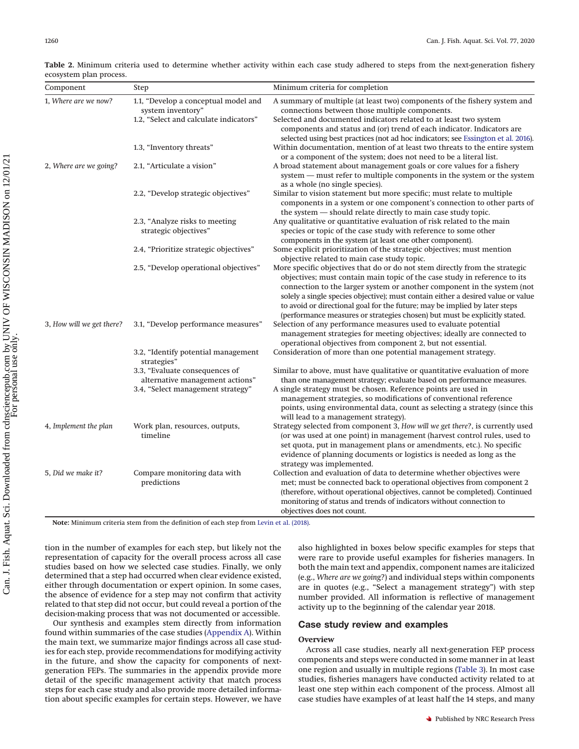**Table 2.** Minimum criteria used to determine whether activity within each case study adhered to steps from the next-generation fishery ecosystem plan process.

| Component | Step | Minimum criteria for completion |
|---|---|---|
| 1, *Where are we now?* | 1.1, "Develop a conceptual model and system inventory" | A summary of multiple (at least two) components of the fishery system and connections between those multiple components. |
| | 1.2, "Select and calculate indicators" | Selected and documented indicators related to at least two system components and status and (or) trend of each indicator. Indicators are selected using best practices (not ad hoc indicators; see Essington et al. 2016). |
| | 1.3, "Inventory threats" | Within documentation, mention of at least two threats to the entire system or a component of the system; does not need to be a literal list. |
| 2, *Where are we going?* | 2.1, "Articulate a vision" | A broad statement about management goals or core values for a fishery system — must refer to multiple components in the system or the system as a whole (no single species). |
| | 2.2, "Develop strategic objectives" | Similar to vision statement but more specific; must relate to multiple components in a system or one component's connection to other parts of the system — should relate directly to main case study topic. |
| | 2.3, "Analyze risks to meeting strategic objectives" | Any qualitative or quantitative evaluation of risk related to the main species or topic of the case study with reference to some other components in the system (at least one other component). |
| | 2.4, "Prioritize strategic objectives" | Some explicit prioritization of the strategic objectives; must mention objective related to main case study topic. |
| | 2.5, "Develop operational objectives" | More specific objectives that do or do not stem directly from the strategic objectives; must contain main topic of the case study in reference to its connection to the larger system or another component in the system (not solely a single species objective); must contain either a desired value or value to avoid or directional goal for the future; may be implied by later steps (performance measures or strategies chosen) but must be explicitly stated. |
| 3, *How will we get there?* | 3.1, "Develop performance measures" | Selection of any performance measures used to evaluate potential management strategies for meeting objectives; ideally are connected to operational objectives from component 2, but not essential. |
| | 3.2, "Identify potential management strategies" | Consideration of more than one potential management strategy. |
| | 3.3, "Evaluate consequences of alternative management actions" | Similar to above, must have qualitative or quantitative evaluation of more than one management strategy; evaluate based on performance measures. |
| | 3.4, "Select management strategy" | A single strategy must be chosen. Reference points are used in management strategies, so modifications of conventional reference points, using environmental data, count as selecting a strategy (since this will lead to a management strategy). |
| 4, *Implement the plan* | Work plan, resources, outputs, timeline | Strategy selected from component 3, *How will we get there?*, is currently used (or was used at one point) in management (harvest control rules, used to set quota, put in management plans or amendments, etc.). No specific evidence of planning documents or logistics is needed as long as the strategy was implemented. |
| 5, *Did we make it?* | Compare monitoring data with predictions | Collection and evaluation of data to determine whether objectives were met; must be connected back to operational objectives from component 2 (therefore, without operational objectives, cannot be completed). Continued monitoring of status and trends of indicators without connection to objectives does not count. |

**Note:** Minimum criteria stem from the definition of each step from Levin et al. (2018).

tion in the number of examples for each step, but likely not the representation of capacity for the overall process across all case studies based on how we selected case studies. Finally, we only determined that a step had occurred when clear evidence existed, either through documentation or expert opinion. In some cases, the absence of evidence for a step may not confirm that activity related to that step did not occur, but could reveal a portion of the decision-making process that was not documented or accessible.

Our synthesis and examples stem directly from information found within summaries of the case studies (Appendix A). Within the main text, we summarize major findings across all case studies for each step, provide recommendations for modifying activity in the future, and show the capacity for components of next-generation FEPs. The summaries in the appendix provide more detail of the specific management activity that match process steps for each case study and also provide more detailed information about specific examples for certain steps. However, we have also highlighted in boxes below specific examples for steps that were rare to provide useful examples for fisheries managers. In both the main text and appendix, component names are italicized (e.g., *Where are we going?*) and individual steps within components are in quotes (e.g., "Select a management strategy") with step number provided. All information is reflective of management activity up to the beginning of the calendar year 2018.

## Case study review and examples

### Overview

Across all case studies, nearly all next-generation FEP process components and steps were conducted in some manner in at least one region and usually in multiple regions (Table 3). In most case studies, fisheries managers have conducted activity related to at least one step within each component of the process. Almost all case studies have examples of at least half the 14 steps, and many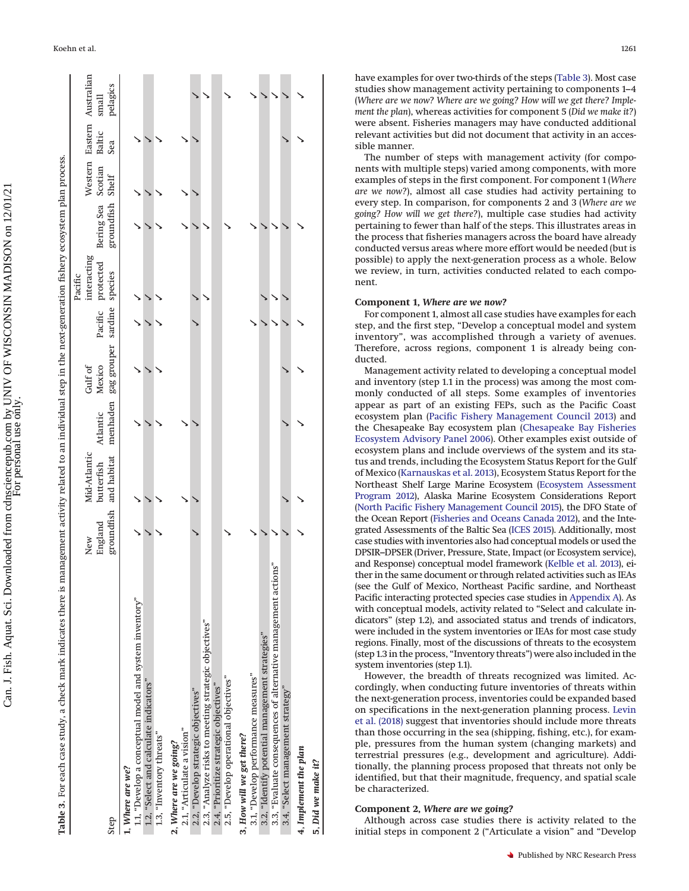**Table 3.** For each case study, a check mark indicates there is management activity related to an individual step in the next-generation fishery ecosystem plan process.

| Step | New England groundfish | Mid-Atlantic butterfish and habitat | Atlantic menhaden | Gulf of Mexico gag grouper | Pacific sardine | Pacific interacting protected species | Bering Sea groundfish | Western Scotian Shelf | Eastern Baltic Sea | Australian small pelagics |
|---|---|---|---|---|---|---|---|---|---|---|
| ***1, Where are we?*** | | | | | | | | | | |
| 1.1, "Develop a conceptual model and system inventory" | ✓ | ✓ | ✓ | ✓ | ✓ | ✓ | ✓ | ✓ | ✓ | |
| 1.2, "Select and calculate indicators" | ✓ | ✓ | ✓ | ✓ | ✓ | ✓ | ✓ | ✓ | | |
| 1.3, "Inventory threats" | ✓ | ✓ | ✓ | ✓ | ✓ | ✓ | ✓ | ✓ | ✓ | |
| ***2, Where are we going?*** | | | | | | | | | | |
| 2.1, "Articulate a vision" | | ✓ | ✓ | | | | | ✓ | ✓ | |
| 2.2, "Develop strategic objectives" | ✓ | ✓ | ✓ | | ✓ | ✓ | ✓ | ✓ | ✓ | ✓ |
| 2.3, "Analyze risks to meeting strategic objectives" | | | | | | ✓ | ✓ | | | ✓ |
| 2.4, "Prioritize strategic objectives" | | | | | | | | | | |
| 2.5, "Develop operational objectives" | ✓ | | | | | | ✓ | | | ✓ |
| ***3, How will we get there?*** | | | | | | | | | | |
| 3.1, "Develop performance measures" | ✓ | | | | ✓ | | | | | |
| 3.2, "Identify potential management strategies" | ✓ | | | | ✓ | ✓ | ✓ | | | ✓ |
| 3.3, "Evaluate consequences of alternative management actions" | ✓ | | | | ✓ | ✓ | ✓ | | | ✓ |
| 3.4, "Select management strategy" | ✓ | ✓ | ✓ | ✓ | ✓ | ✓ | ✓ | | ✓ | ✓ |
| ***4, Implement the plan*** | ✓ | ✓ | ✓ | ✓ | ✓ | | ✓ | | ✓ | ✓ |
| ***5, Did we make it?*** | | | | | | | | | | |

have examples for over two-thirds of the steps (Table 3). Most case studies show management activity pertaining to components 1–4 (*Where are we now? Where are we going? How will we get there? Implement the plan*), whereas activities for component 5 (*Did we make it?*) were absent. Fisheries managers may have conducted additional relevant activities but did not document that activity in an accessible manner.

The number of steps with management activity (for components with multiple steps) varied among components, with more examples of steps in the first component. For component 1 (*Where are we now?*), almost all case studies had activity pertaining to every step. In comparison, for components 2 and 3 (*Where are we going? How will we get there?*), multiple case studies had activity pertaining to fewer than half of the steps. This illustrates areas in the process that fisheries managers across the board have already conducted versus areas where more effort would be needed (but is possible) to apply the next-generation process as a whole. Below we review, in turn, activities conducted related to each component.

### Component 1, *Where are we now?*

For component 1, almost all case studies have examples for each step, and the first step, "Develop a conceptual model and system inventory", was accomplished through a variety of avenues. Therefore, across regions, component 1 is already being conducted.

Management activity related to developing a conceptual model and inventory (step 1.1 in the process) was among the most commonly conducted of all steps. Some examples of inventories appear as part of an existing FEPs, such as the Pacific Coast ecosystem plan (Pacific Fishery Management Council 2013) and the Chesapeake Bay ecosystem plan (Chesapeake Bay Fisheries Ecosystem Advisory Panel 2006). Other examples exist outside of ecosystem plans and include overviews of the system and its status and trends, including the Ecosystem Status Report for the Gulf of Mexico (Karnauskas et al. 2013), Ecosystem Status Report for the Northeast Shelf Large Marine Ecosystem (Ecosystem Assessment Program 2012), Alaska Marine Ecosystem Considerations Report (North Pacific Fishery Management Council 2015), the DFO State of the Ocean Report (Fisheries and Oceans Canada 2012), and the Integrated Assessments of the Baltic Sea (ICES 2015). Additionally, most case studies with inventories also had conceptual models or used the DPSIR–DPSER (Driver, Pressure, State, Impact (or Ecosystem service), and Response) conceptual model framework (Kelble et al. 2013), either in the same document or through related activities such as IEAs (see the Gulf of Mexico, Northeast Pacific sardine, and Northeast Pacific interacting protected species case studies in Appendix A). As with conceptual models, activity related to "Select and calculate indicators" (step 1.2), and associated status and trends of indicators, were included in the system inventories or IEAs for most case study regions. Finally, most of the discussions of threats to the ecosystem (step 1.3 in the process, "Inventory threats") were also included in the system inventories (step 1.1).

However, the breadth of threats recognized was limited. Accordingly, when conducting future inventories of threats within the next-generation process, inventories could be expanded based on specifications in the next-generation planning process. Levin et al. (2018) suggest that inventories should include more threats than those occurring in the sea (shipping, fishing, etc.), for example, pressures from the human system (changing markets) and terrestrial pressures (e.g., development and agriculture). Additionally, the planning process proposed that threats not only be identified, but that their magnitude, frequency, and spatial scale be characterized.

### Component 2, *Where are we going?*

Although across case studies there is activity related to the initial steps in component 2 ("Articulate a vision" and "Develop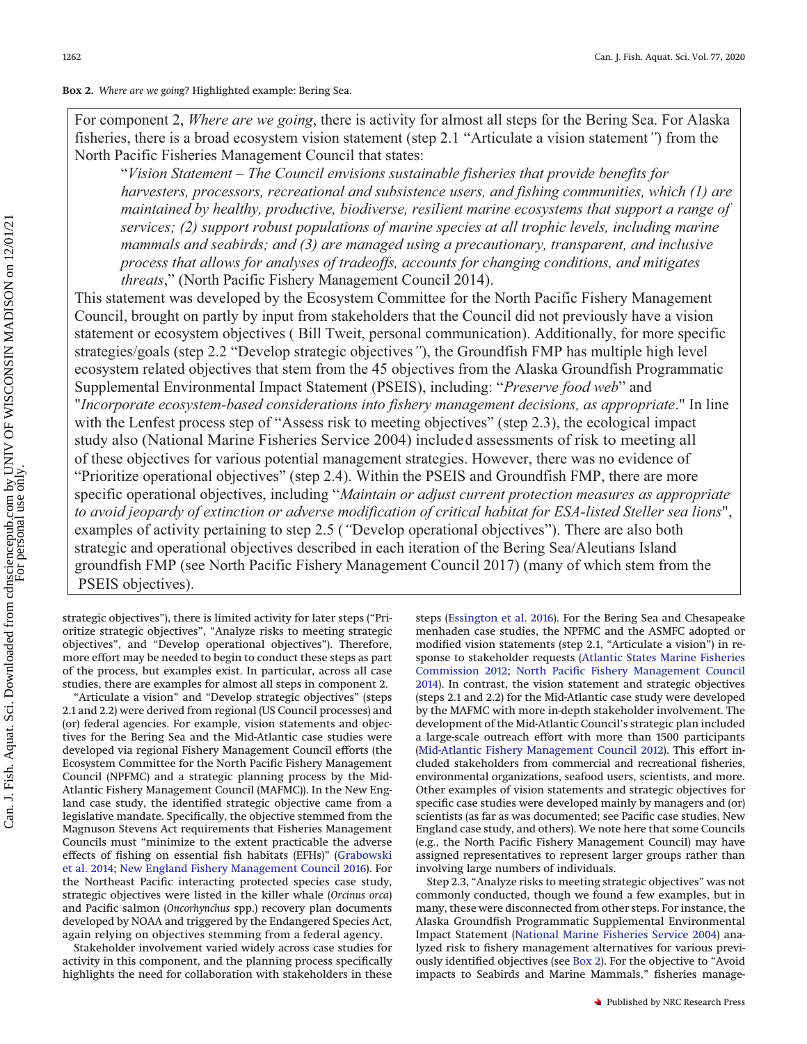**Box 2.** *Where are we going?* Highlighted example: Bering Sea.

For component 2, *Where are we going*, there is activity for almost all steps for the Bering Sea. For Alaska fisheries, there is a broad ecosystem vision statement (step 2.1 "Articulate a vision statement") from the North Pacific Fisheries Management Council that states:

> "*Vision Statement – The Council envisions sustainable fisheries that provide benefits for harvesters, processors, recreational and subsistence users, and fishing communities, which (1) are maintained by healthy, productive, biodiverse, resilient marine ecosystems that support a range of services; (2) support robust populations of marine species at all trophic levels, including marine mammals and seabirds; and (3) are managed using a precautionary, transparent, and inclusive process that allows for analyses of tradeoffs, accounts for changing conditions, and mitigates threats*," (North Pacific Fishery Management Council 2014).

This statement was developed by the Ecosystem Committee for the North Pacific Fishery Management Council, brought on partly by input from stakeholders that the Council did not previously have a vision statement or ecosystem objectives ( Bill Tweit, personal communication). Additionally, for more specific strategies/goals (step 2.2 "Develop strategic objectives"), the Groundfish FMP has multiple high level ecosystem related objectives that stem from the 45 objectives from the Alaska Groundfish Programmatic Supplemental Environmental Impact Statement (PSEIS), including: "*Preserve food web*" and "*Incorporate ecosystem-based considerations into fishery management decisions, as appropriate*." In line with the Lenfest process step of "Assess risk to meeting objectives" (step 2.3), the ecological impact study also (National Marine Fisheries Service 2004) included assessments of risk to meeting all of these objectives for various potential management strategies. However, there was no evidence of "Prioritize operational objectives" (step 2.4). Within the PSEIS and Groundfish FMP, there are more specific operational objectives, including "*Maintain or adjust current protection measures as appropriate to avoid jeopardy of extinction or adverse modification of critical habitat for ESA-listed Steller sea lions*", examples of activity pertaining to step 2.5 ( "Develop operational objectives"). There are also both strategic and operational objectives described in each iteration of the Bering Sea/Aleutians Island groundfish FMP (see North Pacific Fishery Management Council 2017) (many of which stem from the PSEIS objectives).

strategic objectives"), there is limited activity for later steps ("Prioritize strategic objectives", "Analyze risks to meeting strategic objectives", and "Develop operational objectives"). Therefore, more effort may be needed to begin to conduct these steps as part of the process, but examples exist. In particular, across all case studies, there are examples for almost all steps in component 2.

"Articulate a vision" and "Develop strategic objectives" (steps 2.1 and 2.2) were derived from regional (US Council processes) and (or) federal agencies. For example, vision statements and objectives for the Bering Sea and the Mid-Atlantic case studies were developed via regional Fishery Management Council efforts (the Ecosystem Committee for the North Pacific Fishery Management Council (NPFMC) and a strategic planning process by the Mid-Atlantic Fishery Management Council (MAFMC)). In the New England case study, the identified strategic objective came from a legislative mandate. Specifically, the objective stemmed from the Magnuson Stevens Act requirements that Fisheries Management Councils must "minimize to the extent practicable the adverse effects of fishing on essential fish habitats (EFHs)" (Grabowski et al. 2014; New England Fishery Management Council 2016). For the Northeast Pacific interacting protected species case study, strategic objectives were listed in the killer whale (*Orcinus orca*) and Pacific salmon (*Oncorhynchus* spp.) recovery plan documents developed by NOAA and triggered by the Endangered Species Act, again relying on objectives stemming from a federal agency.

Stakeholder involvement varied widely across case studies for activity in this component, and the planning process specifically highlights the need for collaboration with stakeholders in these steps (Essington et al. 2016). For the Bering Sea and Chesapeake menhaden case studies, the NPFMC and the ASMFC adopted or modified vision statements (step 2.1, "Articulate a vision") in response to stakeholder requests (Atlantic States Marine Fisheries Commission 2012; North Pacific Fishery Management Council 2014). In contrast, the vision statement and strategic objectives (steps 2.1 and 2.2) for the Mid-Atlantic case study were developed by the MAFMC with more in-depth stakeholder involvement. The development of the Mid-Atlantic Council's strategic plan included a large-scale outreach effort with more than 1500 participants (Mid-Atlantic Fishery Management Council 2012). This effort included stakeholders from commercial and recreational fisheries, environmental organizations, seafood users, scientists, and more. Other examples of vision statements and strategic objectives for specific case studies were developed mainly by managers and (or) scientists (as far as was documented; see Pacific case studies, New England case study, and others). We note here that some Councils (e.g., the North Pacific Fishery Management Council) may have assigned representatives to represent larger groups rather than involving large numbers of individuals.

Step 2.3, "Analyze risks to meeting strategic objectives" was not commonly conducted, though we found a few examples, but in many, these were disconnected from other steps. For instance, the Alaska Groundfish Programmatic Supplemental Environmental Impact Statement (National Marine Fisheries Service 2004) analyzed risk to fishery management alternatives for various previously identified objectives (see Box 2). For the objective to "Avoid impacts to Seabirds and Marine Mammals," fisheries manage-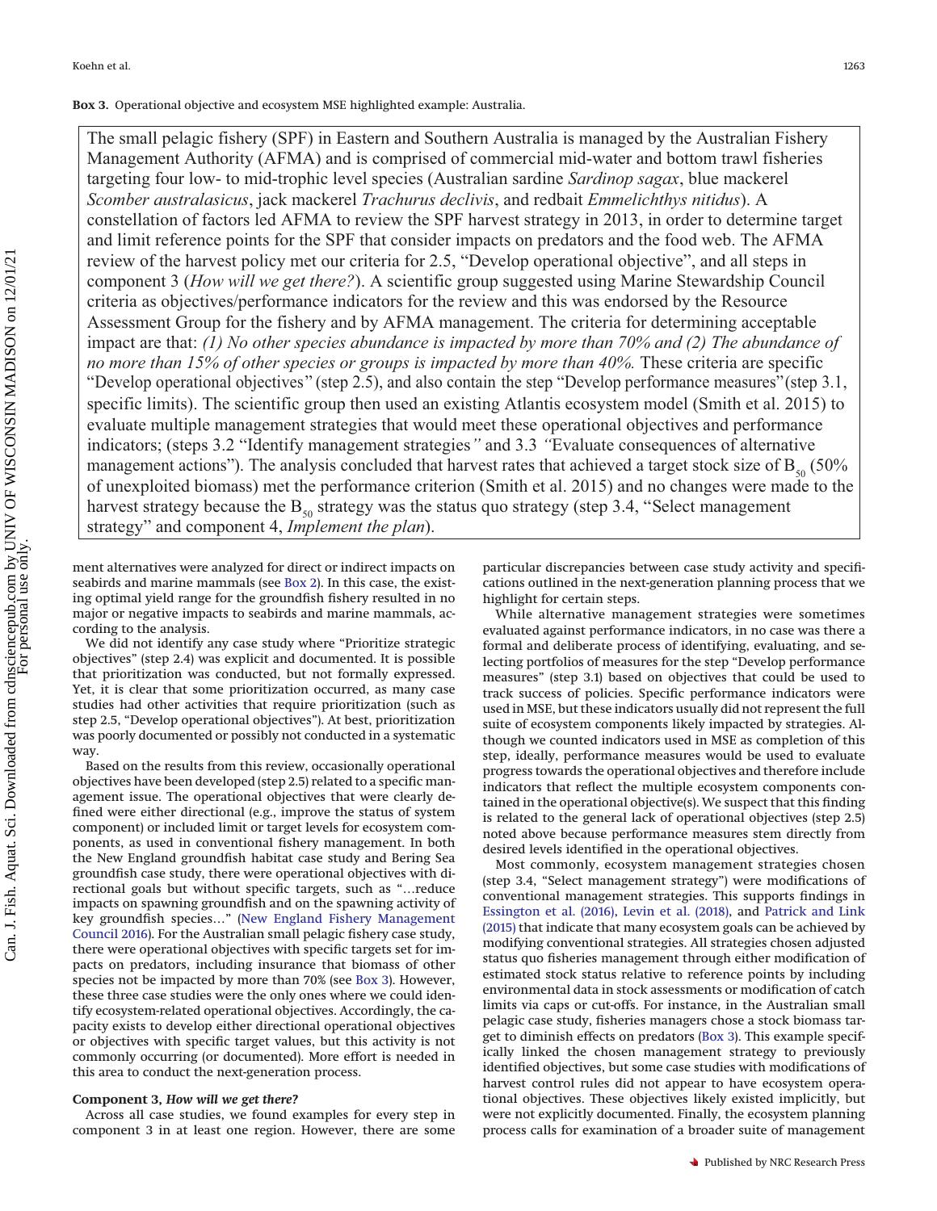**Box 3.** Operational objective and ecosystem MSE highlighted example: Australia.

> The small pelagic fishery (SPF) in Eastern and Southern Australia is managed by the Australian Fishery Management Authority (AFMA) and is comprised of commercial mid-water and bottom trawl fisheries targeting four low- to mid-trophic level species (Australian sardine *Sardinop sagax*, blue mackerel *Scomber australasicus*, jack mackerel *Trachurus declivis*, and redbait *Emmelichthys nitidus*). A constellation of factors led AFMA to review the SPF harvest strategy in 2013, in order to determine target and limit reference points for the SPF that consider impacts on predators and the food web. The AFMA review of the harvest policy met our criteria for 2.5, "Develop operational objective", and all steps in component 3 (*How will we get there?*). A scientific group suggested using Marine Stewardship Council criteria as objectives/performance indicators for the review and this was endorsed by the Resource Assessment Group for the fishery and by AFMA management. The criteria for determining acceptable impact are that: *(1) No other species abundance is impacted by more than 70% and (2) The abundance of no more than 15% of other species or groups is impacted by more than 40%.* These criteria are specific "Develop operational objectives" (step 2.5), and also contain the step "Develop performance measures" (step 3.1, specific limits). The scientific group then used an existing Atlantis ecosystem model (Smith et al. 2015) to evaluate multiple management strategies that would meet these operational objectives and performance indicators; (steps 3.2 "Identify management strategies" and 3.3 "Evaluate consequences of alternative management actions"). The analysis concluded that harvest rates that achieved a target stock size of $B_{50}$ (50% of unexploited biomass) met the performance criterion (Smith et al. 2015) and no changes were made to the harvest strategy because the $B_{50}$ strategy was the status quo strategy (step 3.4, "Select management strategy" and component 4, *Implement the plan*).

ment alternatives were analyzed for direct or indirect impacts on seabirds and marine mammals (see Box 2). In this case, the existing optimal yield range for the groundfish fishery resulted in no major or negative impacts to seabirds and marine mammals, according to the analysis.

We did not identify any case study where "Prioritize strategic objectives" (step 2.4) was explicit and documented. It is possible that prioritization was conducted, but not formally expressed. Yet, it is clear that some prioritization occurred, as many case studies had other activities that require prioritization (such as step 2.5, "Develop operational objectives"). At best, prioritization was poorly documented or possibly not conducted in a systematic way.

Based on the results from this review, occasionally operational objectives have been developed (step 2.5) related to a specific management issue. The operational objectives that were clearly defined were either directional (e.g., improve the status of system component) or included limit or target levels for ecosystem components, as used in conventional fishery management. In both the New England groundfish habitat case study and Bering Sea groundfish case study, there were operational objectives with directional goals but without specific targets, such as "…reduce impacts on spawning groundfish and on the spawning activity of key groundfish species…" (New England Fishery Management Council 2016). For the Australian small pelagic fishery case study, there were operational objectives with specific targets set for impacts on predators, including insurance that biomass of other species not be impacted by more than 70% (see Box 3). However, these three case studies were the only ones where we could identify ecosystem-related operational objectives. Accordingly, the capacity exists to develop either directional operational objectives or objectives with specific target values, but this activity is not commonly occurring (or documented). More effort is needed in this area to conduct the next-generation process.

#### Component 3, *How will we get there?*

Across all case studies, we found examples for every step in component 3 in at least one region. However, there are some particular discrepancies between case study activity and specifications outlined in the next-generation planning process that we highlight for certain steps.

While alternative management strategies were sometimes evaluated against performance indicators, in no case was there a formal and deliberate process of identifying, evaluating, and selecting portfolios of measures for the step "Develop performance measures" (step 3.1) based on objectives that could be used to track success of policies. Specific performance indicators were used in MSE, but these indicators usually did not represent the full suite of ecosystem components likely impacted by strategies. Although we counted indicators used in MSE as completion of this step, ideally, performance measures would be used to evaluate progress towards the operational objectives and therefore include indicators that reflect the multiple ecosystem components contained in the operational objective(s). We suspect that this finding is related to the general lack of operational objectives (step 2.5) noted above because performance measures stem directly from desired levels identified in the operational objectives.

Most commonly, ecosystem management strategies chosen (step 3.4, "Select management strategy") were modifications of conventional management strategies. This supports findings in Essington et al. (2016), Levin et al. (2018), and Patrick and Link (2015) that indicate that many ecosystem goals can be achieved by modifying conventional strategies. All strategies chosen adjusted status quo fisheries management through either modification of estimated stock status relative to reference points by including environmental data in stock assessments or modification of catch limits via caps or cut-offs. For instance, in the Australian small pelagic case study, fisheries managers chose a stock biomass target to diminish effects on predators (Box 3). This example specifically linked the chosen management strategy to previously identified objectives, but some case studies with modifications of harvest control rules did not appear to have ecosystem operational objectives. These objectives likely existed implicitly, but were not explicitly documented. Finally, the ecosystem planning process calls for examination of a broader suite of management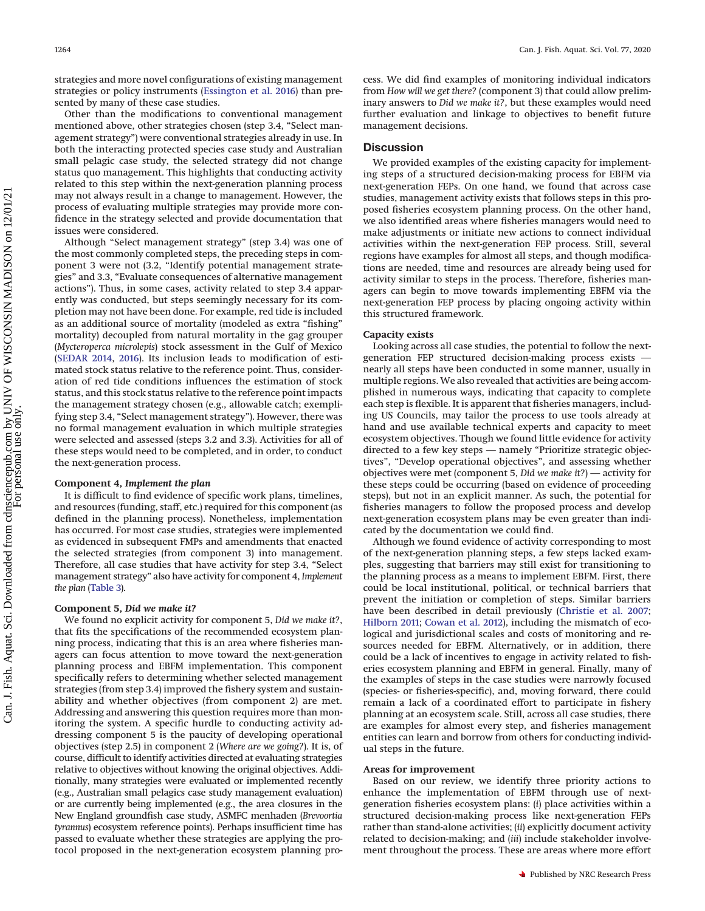strategies and more novel configurations of existing management strategies or policy instruments (Essington et al. 2016) than presented by many of these case studies.

Other than the modifications to conventional management mentioned above, other strategies chosen (step 3.4, "Select management strategy") were conventional strategies already in use. In both the interacting protected species case study and Australian small pelagic case study, the selected strategy did not change status quo management. This highlights that conducting activity related to this step within the next-generation planning process may not always result in a change to management. However, the process of evaluating multiple strategies may provide more confidence in the strategy selected and provide documentation that issues were considered.

Although "Select management strategy" (step 3.4) was one of the most commonly completed steps, the preceding steps in component 3 were not (3.2, "Identify potential management strategies" and 3.3, "Evaluate consequences of alternative management actions"). Thus, in some cases, activity related to step 3.4 apparently was conducted, but steps seemingly necessary for its completion may not have been done. For example, red tide is included as an additional source of mortality (modeled as extra "fishing" mortality) decoupled from natural mortality in the gag grouper (*Mycteroperca microlepis*) stock assessment in the Gulf of Mexico (SEDAR 2014, 2016). Its inclusion leads to modification of estimated stock status relative to the reference point. Thus, consideration of red tide conditions influences the estimation of stock status, and this stock status relative to the reference point impacts the management strategy chosen (e.g., allowable catch; exemplifying step 3.4, "Select management strategy"). However, there was no formal management evaluation in which multiple strategies were selected and assessed (steps 3.2 and 3.3). Activities for all of these steps would need to be completed, and in order, to conduct the next-generation process.

### Component 4, *Implement the plan*

It is difficult to find evidence of specific work plans, timelines, and resources (funding, staff, etc.) required for this component (as defined in the planning process). Nonetheless, implementation has occurred. For most case studies, strategies were implemented as evidenced in subsequent FMPs and amendments that enacted the selected strategies (from component 3) into management. Therefore, all case studies that have activity for step 3.4, "Select management strategy" also have activity for component 4, *Implement the plan* (Table 3).

### Component 5, *Did we make it?*

We found no explicit activity for component 5, *Did we make it?*, that fits the specifications of the recommended ecosystem planning process, indicating that this is an area where fisheries managers can focus attention to move toward the next-generation planning process and EBFM implementation. This component specifically refers to determining whether selected management strategies (from step 3.4) improved the fishery system and sustainability and whether objectives (from component 2) are met. Addressing and answering this question requires more than monitoring the system. A specific hurdle to conducting activity addressing component 5 is the paucity of developing operational objectives (step 2.5) in component 2 (*Where are we going?*). It is, of course, difficult to identify activities directed at evaluating strategies relative to objectives without knowing the original objectives. Additionally, many strategies were evaluated or implemented recently (e.g., Australian small pelagics case study management evaluation) or are currently being implemented (e.g., the area closures in the New England groundfish case study, ASMFC menhaden (*Brevoortia tyrannus*) ecosystem reference points). Perhaps insufficient time has passed to evaluate whether these strategies are applying the protocol proposed in the next-generation ecosystem planning process. We did find examples of monitoring individual indicators from *How will we get there?* (component 3) that could allow preliminary answers to *Did we make it?*, but these examples would need further evaluation and linkage to objectives to benefit future management decisions.

## Discussion

We provided examples of the existing capacity for implementing steps of a structured decision-making process for EBFM via next-generation FEPs. On one hand, we found that across case studies, management activity exists that follows steps in this proposed fisheries ecosystem planning process. On the other hand, we also identified areas where fisheries managers would need to make adjustments or initiate new actions to connect individual activities within the next-generation FEP process. Still, several regions have examples for almost all steps, and though modifications are needed, time and resources are already being used for activity similar to steps in the process. Therefore, fisheries managers can begin to move towards implementing EBFM via the next-generation FEP process by placing ongoing activity within this structured framework.

### Capacity exists

Looking across all case studies, the potential to follow the next-generation FEP structured decision-making process exists — nearly all steps have been conducted in some manner, usually in multiple regions. We also revealed that activities are being accomplished in numerous ways, indicating that capacity to complete each step is flexible. It is apparent that fisheries managers, including US Councils, may tailor the process to use tools already at hand and use available technical experts and capacity to meet ecosystem objectives. Though we found little evidence for activity directed to a few key steps — namely "Prioritize strategic objectives", "Develop operational objectives", and assessing whether objectives were met (component 5, *Did we make it?*) — activity for these steps could be occurring (based on evidence of proceeding steps), but not in an explicit manner. As such, the potential for fisheries managers to follow the proposed process and develop next-generation ecosystem plans may be even greater than indicated by the documentation we could find.

Although we found evidence of activity corresponding to most of the next-generation planning steps, a few steps lacked examples, suggesting that barriers may still exist for transitioning to the planning process as a means to implement EBFM. First, there could be local institutional, political, or technical barriers that prevent the initiation or completion of steps. Similar barriers have been described in detail previously (Christie et al. 2007; Hilborn 2011; Cowan et al. 2012), including the mismatch of ecological and jurisdictional scales and costs of monitoring and resources needed for EBFM. Alternatively, or in addition, there could be a lack of incentives to engage in activity related to fisheries ecosystem planning and EBFM in general. Finally, many of the examples of steps in the case studies were narrowly focused (species- or fisheries-specific), and, moving forward, there could remain a lack of a coordinated effort to participate in fishery planning at an ecosystem scale. Still, across all case studies, there are examples for almost every step, and fisheries management entities can learn and borrow from others for conducting individual steps in the future.

### Areas for improvement

Based on our review, we identify three priority actions to enhance the implementation of EBFM through use of next-generation fisheries ecosystem plans: (*i*) place activities within a structured decision-making process like next-generation FEPs rather than stand-alone activities; (*ii*) explicitly document activity related to decision-making; and (*iii*) include stakeholder involvement throughout the process. These are areas where more effort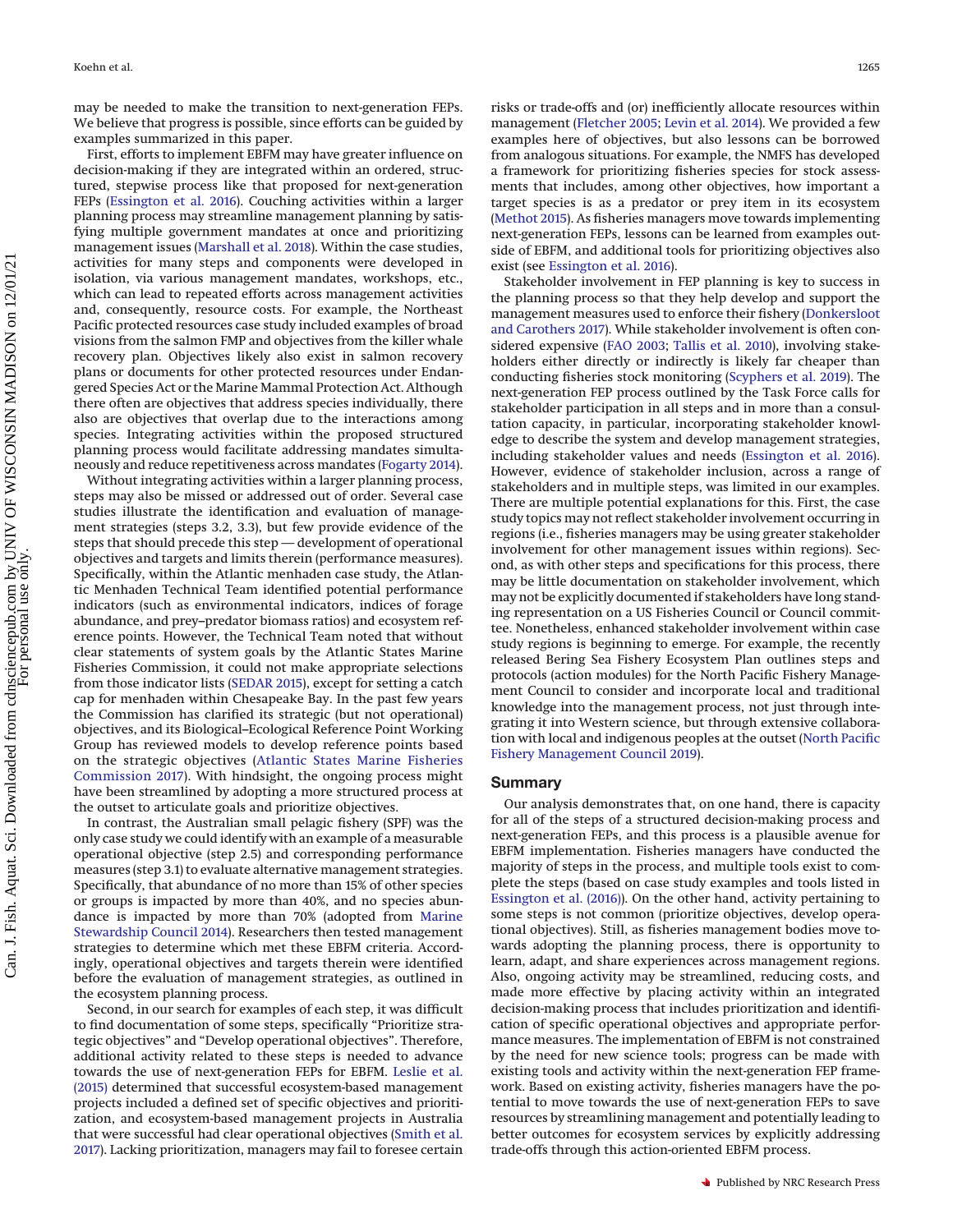may be needed to make the transition to next-generation FEPs. We believe that progress is possible, since efforts can be guided by examples summarized in this paper.

First, efforts to implement EBFM may have greater influence on decision-making if they are integrated within an ordered, structured, stepwise process like that proposed for next-generation FEPs (Essington et al. 2016). Couching activities within a larger planning process may streamline management planning by satisfying multiple government mandates at once and prioritizing management issues (Marshall et al. 2018). Within the case studies, activities for many steps and components were developed in isolation, via various management mandates, workshops, etc., which can lead to repeated efforts across management activities and, consequently, resource costs. For example, the Northeast Pacific protected resources case study included examples of broad visions from the salmon FMP and objectives from the killer whale recovery plan. Objectives likely also exist in salmon recovery plans or documents for other protected resources under Endangered Species Act or the Marine Mammal Protection Act. Although there often are objectives that address species individually, there also are objectives that overlap due to the interactions among species. Integrating activities within the proposed structured planning process would facilitate addressing mandates simultaneously and reduce repetitiveness across mandates (Fogarty 2014).

Without integrating activities within a larger planning process, steps may also be missed or addressed out of order. Several case studies illustrate the identification and evaluation of management strategies (steps 3.2, 3.3), but few provide evidence of the steps that should precede this step — development of operational objectives and targets and limits therein (performance measures). Specifically, within the Atlantic menhaden case study, the Atlantic Menhaden Technical Team identified potential performance indicators (such as environmental indicators, indices of forage abundance, and prey–predator biomass ratios) and ecosystem reference points. However, the Technical Team noted that without clear statements of system goals by the Atlantic States Marine Fisheries Commission, it could not make appropriate selections from those indicator lists (SEDAR 2015), except for setting a catch cap for menhaden within Chesapeake Bay. In the past few years the Commission has clarified its strategic (but not operational) objectives, and its Biological–Ecological Reference Point Working Group has reviewed models to develop reference points based on the strategic objectives (Atlantic States Marine Fisheries Commission 2017). With hindsight, the ongoing process might have been streamlined by adopting a more structured process at the outset to articulate goals and prioritize objectives.

In contrast, the Australian small pelagic fishery (SPF) was the only case study we could identify with an example of a measurable operational objective (step 2.5) and corresponding performance measures (step 3.1) to evaluate alternative management strategies. Specifically, that abundance of no more than 15% of other species or groups is impacted by more than 40%, and no species abundance is impacted by more than 70% (adopted from Marine Stewardship Council 2014). Researchers then tested management strategies to determine which met these EBFM criteria. Accordingly, operational objectives and targets therein were identified before the evaluation of management strategies, as outlined in the ecosystem planning process.

Second, in our search for examples of each step, it was difficult to find documentation of some steps, specifically "Prioritize strategic objectives" and "Develop operational objectives". Therefore, additional activity related to these steps is needed to advance towards the use of next-generation FEPs for EBFM. Leslie et al. (2015) determined that successful ecosystem-based management projects included a defined set of specific objectives and prioritization, and ecosystem-based management projects in Australia that were successful had clear operational objectives (Smith et al. 2017). Lacking prioritization, managers may fail to foresee certain risks or trade-offs and (or) inefficiently allocate resources within management (Fletcher 2005; Levin et al. 2014). We provided a few examples here of objectives, but also lessons can be borrowed from analogous situations. For example, the NMFS has developed a framework for prioritizing fisheries species for stock assessments that includes, among other objectives, how important a target species is as a predator or prey item in its ecosystem (Methot 2015). As fisheries managers move towards implementing next-generation FEPs, lessons can be learned from examples outside of EBFM, and additional tools for prioritizing objectives also exist (see Essington et al. 2016).

Stakeholder involvement in FEP planning is key to success in the planning process so that they help develop and support the management measures used to enforce their fishery (Donkersloot and Carothers 2017). While stakeholder involvement is often considered expensive (FAO 2003; Tallis et al. 2010), involving stakeholders either directly or indirectly is likely far cheaper than conducting fisheries stock monitoring (Scyphers et al. 2019). The next-generation FEP process outlined by the Task Force calls for stakeholder participation in all steps and in more than a consultation capacity, in particular, incorporating stakeholder knowledge to describe the system and develop management strategies, including stakeholder values and needs (Essington et al. 2016). However, evidence of stakeholder inclusion, across a range of stakeholders and in multiple steps, was limited in our examples. There are multiple potential explanations for this. First, the case study topics may not reflect stakeholder involvement occurring in regions (i.e., fisheries managers may be using greater stakeholder involvement for other management issues within regions). Second, as with other steps and specifications for this process, there may be little documentation on stakeholder involvement, which may not be explicitly documented if stakeholders have long standing representation on a US Fisheries Council or Council committee. Nonetheless, enhanced stakeholder involvement within case study regions is beginning to emerge. For example, the recently released Bering Sea Fishery Ecosystem Plan outlines steps and protocols (action modules) for the North Pacific Fishery Management Council to consider and incorporate local and traditional knowledge into the management process, not just through integrating it into Western science, but through extensive collaboration with local and indigenous peoples at the outset (North Pacific Fishery Management Council 2019).

## Summary

Our analysis demonstrates that, on one hand, there is capacity for all of the steps of a structured decision-making process and next-generation FEPs, and this process is a plausible avenue for EBFM implementation. Fisheries managers have conducted the majority of steps in the process, and multiple tools exist to complete the steps (based on case study examples and tools listed in Essington et al. (2016)). On the other hand, activity pertaining to some steps is not common (prioritize objectives, develop operational objectives). Still, as fisheries management bodies move towards adopting the planning process, there is opportunity to learn, adapt, and share experiences across management regions. Also, ongoing activity may be streamlined, reducing costs, and made more effective by placing activity within an integrated decision-making process that includes prioritization and identification of specific operational objectives and appropriate performance measures. The implementation of EBFM is not constrained by the need for new science tools; progress can be made with existing tools and activity within the next-generation FEP framework. Based on existing activity, fisheries managers have the potential to move towards the use of next-generation FEPs to save resources by streamlining management and potentially leading to better outcomes for ecosystem services by explicitly addressing trade-offs through this action-oriented EBFM process.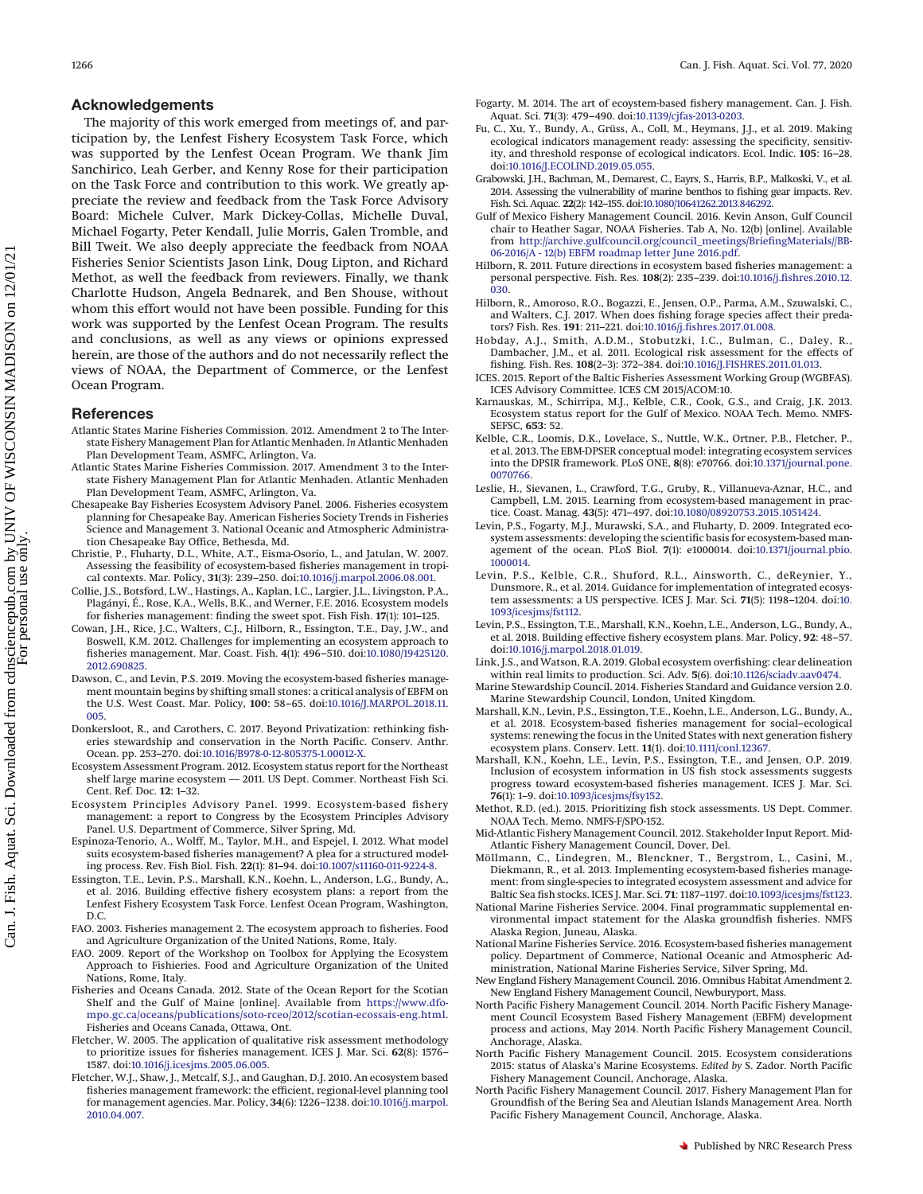## Acknowledgements

The majority of this work emerged from meetings of, and participation by, the Lenfest Fishery Ecosystem Task Force, which was supported by the Lenfest Ocean Program. We thank Jim Sanchirico, Leah Gerber, and Kenny Rose for their participation on the Task Force and contribution to this work. We greatly appreciate the review and feedback from the Task Force Advisory Board: Michele Culver, Mark Dickey-Collas, Michelle Duval, Michael Fogarty, Peter Kendall, Julie Morris, Galen Tromble, and Bill Tweit. We also deeply appreciate the feedback from NOAA Fisheries Senior Scientists Jason Link, Doug Lipton, and Richard Methot, as well the feedback from reviewers. Finally, we thank Charlotte Hudson, Angela Bednarek, and Ben Shouse, without whom this effort would not have been possible. Funding for this work was supported by the Lenfest Ocean Program. The results and conclusions, as well as any views or opinions expressed herein, are those of the authors and do not necessarily reflect the views of NOAA, the Department of Commerce, or the Lenfest Ocean Program.

## References

Atlantic States Marine Fisheries Commission. 2012. Amendment 2 to The Interstate Fishery Management Plan for Atlantic Menhaden. *In* Atlantic Menhaden Plan Development Team, ASMFC, Arlington, Va.

Atlantic States Marine Fisheries Commission. 2017. Amendment 3 to the Interstate Fishery Management Plan for Atlantic Menhaden. Atlantic Menhaden Plan Development Team, ASMFC, Arlington, Va.

Chesapeake Bay Fisheries Ecosystem Advisory Panel. 2006. Fisheries ecosystem planning for Chesapeake Bay. American Fisheries Society Trends in Fisheries Science and Management 3. National Oceanic and Atmospheric Administration Chesapeake Bay Office, Bethesda, Md.

Christie, P., Fluharty, D.L., White, A.T., Eisma-Osorio, L., and Jatulan, W. 2007. Assessing the feasibility of ecosystem-based fisheries management in tropical contexts. Mar. Policy, **31**(3): 239–250. doi:10.1016/j.marpol.2006.08.001.

Collie, J.S., Botsford, L.W., Hastings, A., Kaplan, I.C., Largier, J.L., Livingston, P.A., Plagányi, É., Rose, K.A., Wells, B.K., and Werner, F.E. 2016. Ecosystem models for fisheries management: finding the sweet spot. Fish Fish. **17**(1): 101–125.

Cowan, J.H., Rice, J.C., Walters, C.J., Hilborn, R., Essington, T.E., Day, J.W., and Boswell, K.M. 2012. Challenges for implementing an ecosystem approach to fisheries management. Mar. Coast. Fish. **4**(1): 496–510. doi:10.1080/19425120.2012.690825.

Dawson, C., and Levin, P.S. 2019. Moving the ecosystem-based fisheries management mountain begins by shifting small stones: a critical analysis of EBFM on the U.S. West Coast. Mar. Policy, **100**: 58–65. doi:10.1016/J.MARPOL.2018.11.005.

Donkersloot, R., and Carothers, C. 2017. Beyond Privatization: rethinking fisheries stewardship and conservation in the North Pacific. Conserv. Anthr. Ocean. pp. 253–270. doi:10.1016/B978-0-12-805375-1.00012-X.

Ecosystem Assessment Program. 2012. Ecosystem status report for the Northeast shelf large marine ecosystem — 2011. US Dept. Commer. Northeast Fish Sci. Cent. Ref. Doc. **12**: 1–32.

Ecosystem Principles Advisory Panel. 1999. Ecosystem-based fishery management: a report to Congress by the Ecosystem Principles Advisory Panel. U.S. Department of Commerce, Silver Spring, Md.

Espinoza-Tenorio, A., Wolff, M., Taylor, M.H., and Espejel, I. 2012. What model suits ecosystem-based fisheries management? A plea for a structured modeling process. Rev. Fish Biol. Fish. **22**(1): 81–94. doi:10.1007/s11160-011-9224-8.

Essington, T.E., Levin, P.S., Marshall, K.N., Koehn, L., Anderson, L.G., Bundy, A., et al. 2016. Building effective fishery ecosystem plans: a report from the Lenfest Fishery Ecosystem Task Force. Lenfest Ocean Program, Washington, D.C.

FAO. 2003. Fisheries management 2. The ecosystem approach to fisheries. Food and Agriculture Organization of the United Nations, Rome, Italy.

FAO. 2009. Report of the Workshop on Toolbox for Applying the Ecosystem Approach to Fishieries. Food and Agriculture Organization of the United Nations, Rome, Italy.

Fisheries and Oceans Canada. 2012. State of the Ocean Report for the Scotian Shelf and the Gulf of Maine [online]. Available from https://www.dfo-mpo.gc.ca/oceans/publications/soto-rceo/2012/scotian-ecossais-eng.html. Fisheries and Oceans Canada, Ottawa, Ont.

Fletcher, W. 2005. The application of qualitative risk assessment methodology to prioritize issues for fisheries management. ICES J. Mar. Sci. **62**(8): 1576–1587. doi:10.1016/j.icesjms.2005.06.005.

Fletcher, W.J., Shaw, J., Metcalf, S.J., and Gaughan, D.J. 2010. An ecosystem based fisheries management framework: the efficient, regional-level planning tool for management agencies. Mar. Policy, **34**(6): 1226–1238. doi:10.1016/j.marpol.2010.04.007.

Fogarty, M. 2014. The art of ecoystem-based fishery management. Can. J. Fish. Aquat. Sci. **71**(3): 479–490. doi:10.1139/cjfas-2013-0203.

Fu, C., Xu, Y., Bundy, A., Grüss, A., Coll, M., Heymans, J.J., et al. 2019. Making ecological indicators management ready: assessing the specificity, sensitivity, and threshold response of ecological indicators. Ecol. Indic. **105**: 16–28. doi:10.1016/J.ECOLIND.2019.05.055.

Grabowski, J.H., Bachman, M., Demarest, C., Eayrs, S., Harris, B.P., Malkoski, V., et al. 2014. Assessing the vulnerability of marine benthos to fishing gear impacts. Rev. Fish. Sci. Aquac. **22**(2): 142–155. doi:10.1080/10641262.2013.846292.

Gulf of Mexico Fishery Management Council. 2016. Kevin Anson, Gulf Council chair to Heather Sagar, NOAA Fisheries. Tab A, No. 12(b) [online]. Available from http://archive.gulfcouncil.org/council_meetings/BriefingMaterials//BB-06-2016/A - 12(b) EBFM roadmap letter June 2016.pdf.

Hilborn, R. 2011. Future directions in ecosystem based fisheries management: a personal perspective. Fish. Res. **108**(2): 235–239. doi:10.1016/j.fishres.2010.12.030.

Hilborn, R., Amoroso, R.O., Bogazzi, E., Jensen, O.P., Parma, A.M., Szuwalski, C., and Walters, C.J. 2017. When does fishing forage species affect their predators? Fish. Res. **191**: 211–221. doi:10.1016/j.fishres.2017.01.008.

Hobday, A.J., Smith, A.D.M., Stobutzki, I.C., Bulman, C., Daley, R., Dambacher, J.M., et al. 2011. Ecological risk assessment for the effects of fishing. Fish. Res. **108**(2–3): 372–384. doi:10.1016/J.FISHRES.2011.01.013.

ICES. 2015. Report of the Baltic Fisheries Assessment Working Group (WGBFAS). ICES Advisory Committee. ICES CM 2015/ACOM:10.

Karnauskas, M., Schirripa, M.J., Kelble, C.R., Cook, G.S., and Craig, J.K. 2013. Ecosystem status report for the Gulf of Mexico. NOAA Tech. Memo. NMFS-SEFSC, **653**: 52.

Kelble, C.R., Loomis, D.K., Lovelace, S., Nuttle, W.K., Ortner, P.B., Fletcher, P., et al. 2013. The EBM-DPSER conceptual model: integrating ecosystem services into the DPSIR framework. PLoS ONE, **8**(8): e70766. doi:10.1371/journal.pone.0070766.

Leslie, H., Sievanen, L., Crawford, T.G., Gruby, R., Villanueva-Aznar, H.C., and Campbell, L.M. 2015. Learning from ecosystem-based management in practice. Coast. Manag. **43**(5): 471–497. doi:10.1080/08920753.2015.1051424.

Levin, P.S., Fogarty, M.J., Murawski, S.A., and Fluharty, D. 2009. Integrated ecosystem assessments: developing the scientific basis for ecosystem-based management of the ocean. PLoS Biol. **7**(1): e1000014. doi:10.1371/journal.pbio.1000014.

Levin, P.S., Kelble, C.R., Shuford, R.L., Ainsworth, C., deReynier, Y., Dunsmore, R., et al. 2014. Guidance for implementation of integrated ecosystem assessments: a US perspective. ICES J. Mar. Sci. **71**(5): 1198–1204. doi:10.1093/icesjms/fst112.

Levin, P.S., Essington, T.E., Marshall, K.N., Koehn, L.E., Anderson, L.G., Bundy, A., et al. 2018. Building effective fishery ecosystem plans. Mar. Policy, **92**: 48–57. doi:10.1016/j.marpol.2018.01.019.

Link, J.S., and Watson, R.A. 2019. Global ecosystem overfishing: clear delineation within real limits to production. Sci. Adv. **5**(6). doi:10.1126/sciadv.aav0474.

Marine Stewardship Council. 2014. Fisheries Standard and Guidance version 2.0. Marine Stewardship Council, London, United Kingdom.

Marshall, K.N., Levin, P.S., Essington, T.E., Koehn, L.E., Anderson, L.G., Bundy, A., et al. 2018. Ecosystem-based fisheries management for social–ecological systems: renewing the focus in the United States with next generation fishery ecosystem plans. Conserv. Lett. **11**(1). doi:10.1111/conl.12367.

Marshall, K.N., Koehn, L.E., Levin, P.S., Essington, T.E., and Jensen, O.P. 2019. Inclusion of ecosystem information in US fish stock assessments suggests progress toward ecosystem-based fisheries management. ICES J. Mar. Sci. **76**(1): 1–9. doi:10.1093/icesjms/fsy152.

Methot, R.D. (ed.). 2015. Prioritizing fish stock assessments. US Dept. Commer. NOAA Tech. Memo. NMFS-F/SPO-152.

Mid-Atlantic Fishery Management Council. 2012. Stakeholder Input Report. Mid-Atlantic Fishery Management Council, Dover, Del.

Möllmann, C., Lindegren, M., Blenckner, T., Bergstrom, L., Casini, M., Diekmann, R., et al. 2013. Implementing ecosystem-based fisheries management: from single-species to integrated ecosystem assessment and advice for Baltic Sea fish stocks. ICES J. Mar. Sci. **71**: 1187–1197. doi:10.1093/icesjms/fst123.

National Marine Fisheries Service. 2004. Final programmatic supplemental environmental impact statement for the Alaska groundfish fisheries. NMFS Alaska Region, Juneau, Alaska.

National Marine Fisheries Service. 2016. Ecosystem-based fisheries management policy. Department of Commerce, National Oceanic and Atmospheric Administration, National Marine Fisheries Service, Silver Spring, Md.

New England Fishery Management Council. 2016. Omnibus Habitat Amendment 2. New England Fishery Management Council, Newburyport, Mass.

North Pacific Fishery Management Council. 2014. North Pacific Fishery Management Council Ecosystem Based Fishery Management (EBFM) development process and actions, May 2014. North Pacific Fishery Management Council, Anchorage, Alaska.

North Pacific Fishery Management Council. 2015. Ecosystem considerations 2015: status of Alaska's Marine Ecosystems. *Edited by* S. Zador. North Pacific Fishery Management Council, Anchorage, Alaska.

North Pacific Fishery Management Council. 2017. Fishery Management Plan for Groundfish of the Bering Sea and Aleutian Islands Management Area. North Pacific Fishery Management Council, Anchorage, Alaska.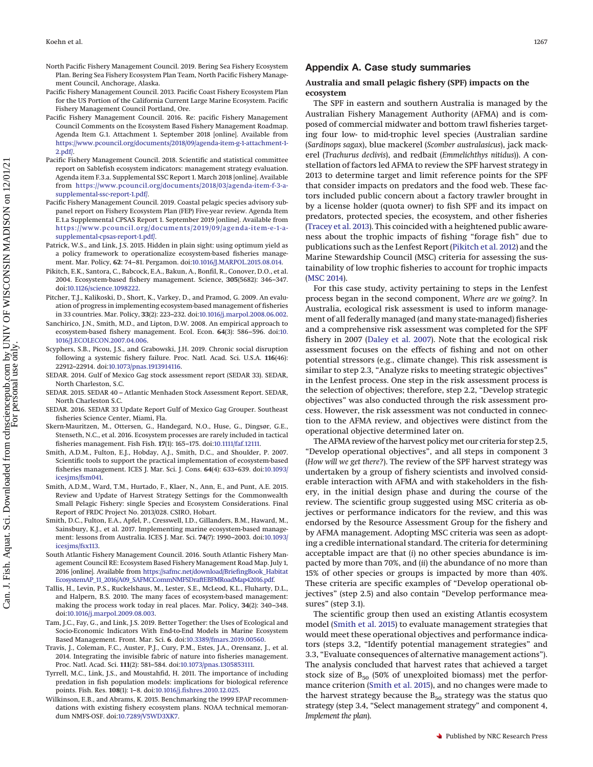North Pacific Fishery Management Council. 2019. Bering Sea Fishery Ecosystem Plan. Bering Sea Fishery Ecosystem Plan Team, North Pacific Fishery Management Council, Anchorage, Alaska.

Pacific Fishery Management Council. 2013. Pacific Coast Fishery Ecosystem Plan for the US Portion of the California Current Large Marine Ecosystem. Pacific Fishery Management Council Portland, Ore.

Pacific Fishery Management Council. 2016. Re: pacific Fishery Management Council Comments on the Ecosystem Based Fishery Management Roadmap. Agenda Item G.1. Attachment 1. September 2018 [online]. Available from https://www.pcouncil.org/documents/2018/09/agenda-item-g-1-attachment-1-2.pdf/.

Pacific Fishery Management Council. 2018. Scientific and statistical committee report on Sablefish ecosystem indicators: management strategy evaluation. Agenda item F.3.a. Supplemental SSC Report 1. March 2018 [online]. Available from https://www.pcouncil.org/documents/2018/03/agenda-item-f-3-a-supplemental-ssc-report-1.pdf/.

Pacific Fishery Management Council. 2019. Coastal pelagic species advisory subpanel report on Fishery Ecosystem Plan (FEP) Five-year review. Agenda Item E.1.a Supplemental CPSAS Report 1. September 2019 [online]. Available from https://www.pcouncil.org/documents/2019/09/agenda-item-e-1-a-supplemental-cpsas-report-1.pdf/.

Patrick, W.S., and Link, J.S. 2015. Hidden in plain sight: using optimum yield as a policy framework to operationalize ecosystem-based fisheries management. Mar. Policy, **62**: 74–81. Pergamon. doi:10.1016/J.MARPOL.2015.08.014.

Pikitch, E.K., Santora, C., Babcock, E.A., Bakun, A., Bonfil, R., Conover, D.O., et al. 2004. Ecosystem-based fishery management. Science, **305**(5682): 346–347. doi:10.1126/science.1098222.

Pitcher, T.J., Kalikoski, D., Short, K., Varkey, D., and Pramod, G. 2009. An evaluation of progress in implementing ecosystem-based management of fisheries in 33 countries. Mar. Policy, **33**(2): 223–232. doi:10.1016/j.marpol.2008.06.002.

Sanchirico, J.N., Smith, M.D., and Lipton, D.W. 2008. An empirical approach to ecosystem-based fishery management. Ecol. Econ. **64**(3): 586–596. doi:10.1016/J.ECOLECON.2007.04.006.

Scyphers, S.B., Picou, J.S., and Grabowski, J.H. 2019. Chronic social disruption following a systemic fishery failure. Proc. Natl. Acad. Sci. U.S.A. **116**(46): 22912–22914. doi:10.1073/pnas.1913914116.

SEDAR. 2014. Gulf of Mexico Gag stock assessment report (SEDAR 33). SEDAR, North Charleston, S.C.

SEDAR. 2015. SEDAR 40 – Atlantic Menhaden Stock Assessment Report. SEDAR, North Charleston S.C.

SEDAR. 2016. SEDAR 33 Update Report Gulf of Mexico Gag Grouper. Southeast fisheries Science Center, Miami, Fla.

Skern-Mauritzen, M., Ottersen, G., Handegard, N.O., Huse, G., Dingsør, G.E., Stenseth, N.C., et al. 2016. Ecosystem processes are rarely included in tactical fisheries management. Fish Fish. **17**(1): 165–175. doi:10.1111/faf.12111.

Smith, A.D.M., Fulton, E.J., Hobday, A.J., Smith, D.C., and Shoulder, P. 2007. Scientific tools to support the practical implementation of ecosystem-based fisheries management. ICES J. Mar. Sci. J. Cons. **64**(4): 633–639. doi:10.1093/icesjms/fsm041.

Smith, A.D.M., Ward, T.M., Hurtado, F., Klaer, N., Ann, E., and Punt, A.E. 2015. Review and Update of Harvest Strategy Settings for the Commonwealth Small Pelagic Fishery: single Species and Ecosystem Considerations. Final Report of FRDC Project No. 2013/028. CSIRO, Hobart.

Smith, D.C., Fulton, E.A., Apfel, P., Cresswell, I.D., Gillanders, B.M., Haward, M., Sainsbury, K.J., et al. 2017. Implementing marine ecosystem-based management: lessons from Australia. ICES J. Mar. Sci. **74**(7): 1990–2003. doi:10.1093/icesjms/fsx113.

South Atlantic Fishery Management Council. 2016. South Atlantic Fishery Management Council RE: Ecosystem Based Fishery Management Road Map. July 1, 2016 [online]. Available from https://safmc.net/download/BriefingBook_HabitatEcosystemAP_11_2016/A09_SAFMCCommNMFSDraftEBFMRoadMap42016.pdf.

Tallis, H., Levin, P.S., Ruckelshaus, M., Lester, S.E., McLeod, K.L., Fluharty, D.L., and Halpern, B.S. 2010. The many faces of ecosystem-based management: making the process work today in real places. Mar. Policy, **34**(2): 340–348. doi:10.1016/j.marpol.2009.08.003.

Tam, J.C., Fay, G., and Link, J.S. 2019. Better Together: the Uses of Ecological and Socio-Economic Indicators With End-to-End Models in Marine Ecosystem Based Management. Front. Mar. Sci. **6**. doi:10.3389/fmars.2019.00560.

Travis, J., Coleman, F.C., Auster, P.J., Cury, P.M., Estes, J.A., Orensanz, J., et al. 2014. Integrating the invisible fabric of nature into fisheries management. Proc. Natl. Acad. Sci. **111**(2): 581–584. doi:10.1073/pnas.1305853111.

Tyrrell, M.C., Link, J.S., and Moustahfid, H. 2011. The importance of including predation in fish population models: implications for biological reference points. Fish. Res. **108**(1): 1–8. doi:10.1016/j.fishres.2010.12.025.

Wilkinson, E.B., and Abrams, K. 2015. Benchmarking the 1999 EPAP recommendations with existing fishery ecosystem plans. NOAA technical memorandum NMFS-OSF. doi:10.7289/V5WD3XK7.

## Appendix A. Case study summaries

### Australia and small pelagic fishery (SPF) impacts on the ecosystem

The SPF in eastern and southern Australia is managed by the Australian Fishery Management Authority (AFMA) and is composed of commercial midwater and bottom trawl fisheries targeting four low- to mid-trophic level species (Australian sardine (*Sardinops sagax*), blue mackerel (*Scomber australasicus*), jack mackerel (*Trachurus declivis*), and redbait (*Emmelichthys nitidus*)). A constellation of factors led AFMA to review the SPF harvest strategy in 2013 to determine target and limit reference points for the SPF that consider impacts on predators and the food web. These factors included public concern about a factory trawler brought in by a license holder (quota owner) to fish SPF and its impact on predators, protected species, the ecosystem, and other fisheries (Tracey et al. 2013). This coincided with a heightened public awareness about the trophic impacts of fishing "forage fish" due to publications such as the Lenfest Report (Pikitch et al. 2012) and the Marine Stewardship Council (MSC) criteria for assessing the sustainability of low trophic fisheries to account for trophic impacts (MSC 2014).

For this case study, activity pertaining to steps in the Lenfest process began in the second component, *Where are we going?*. In Australia, ecological risk assessment is used to inform management of all federally managed (and many state-managed) fisheries and a comprehensive risk assessment was completed for the SPF fishery in 2007 (Daley et al. 2007). Note that the ecological risk assessment focuses on the effects of fishing and not on other potential stressors (e.g., climate change). This risk assessment is similar to step 2.3, "Analyze risks to meeting strategic objectives" in the Lenfest process. One step in the risk assessment process is the selection of objectives; therefore, step 2.2, "Develop strategic objectives" was also conducted through the risk assessment process. However, the risk assessment was not conducted in connection to the AFMA review, and objectives were distinct from the operational objective determined later on.

The AFMA review of the harvest policy met our criteria for step 2.5, "Develop operational objectives", and all steps in component 3 (*How will we get there?*). The review of the SPF harvest strategy was undertaken by a group of fishery scientists and involved considerable interaction with AFMA and with stakeholders in the fishery, in the initial design phase and during the course of the review. The scientific group suggested using MSC criteria as objectives or performance indicators for the review, and this was endorsed by the Resource Assessment Group for the fishery and by AFMA management. Adopting MSC criteria was seen as adopting a credible international standard. The criteria for determining acceptable impact are that (*i*) no other species abundance is impacted by more than 70%, and (*ii*) the abundance of no more than 15% of other species or groups is impacted by more than 40%. These criteria are specific examples of "Develop operational objectives" (step 2.5) and also contain "Develop performance measures" (step 3.1).

The scientific group then used an existing Atlantis ecosystem model (Smith et al. 2015) to evaluate management strategies that would meet these operational objectives and performance indicators (steps 3.2, "Identify potential management strategies" and 3.3, "Evaluate consequences of alternative management actions"). The analysis concluded that harvest rates that achieved a target stock size of $B_{50}$ (50% of unexploited biomass) met the performance criterion (Smith et al. 2015), and no changes were made to the harvest strategy because the $B_{50}$ strategy was the status quo strategy (step 3.4, "Select management strategy" and component 4, *Implement the plan*).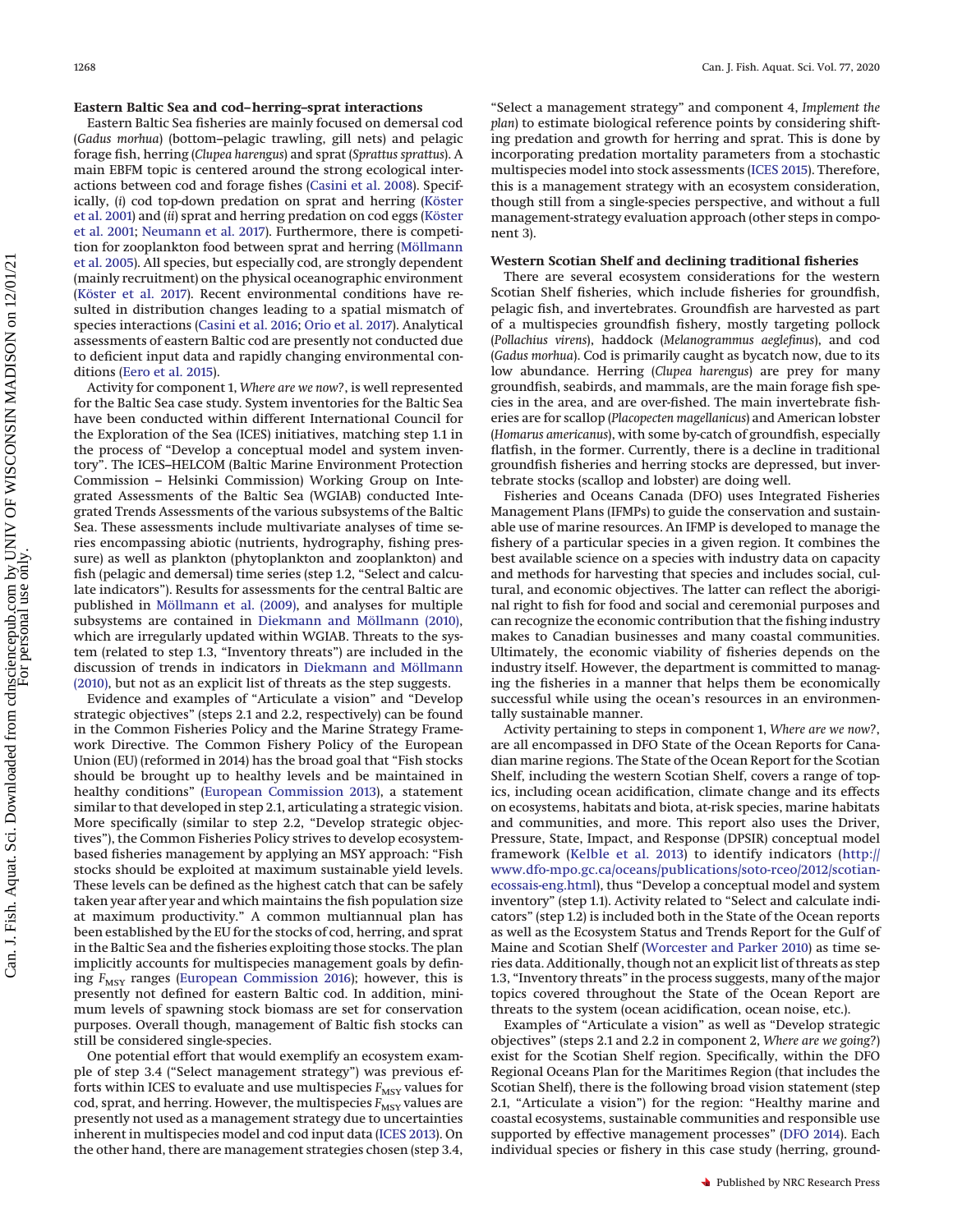### Eastern Baltic Sea and cod–herring–sprat interactions

Eastern Baltic Sea fisheries are mainly focused on demersal cod (*Gadus morhua*) (bottom–pelagic trawling, gill nets) and pelagic forage fish, herring (*Clupea harengus*) and sprat (*Sprattus sprattus*). A main EBFM topic is centered around the strong ecological interactions between cod and forage fishes (Casini et al. 2008). Specifically, (*i*) cod top-down predation on sprat and herring (Köster et al. 2001) and (*ii*) sprat and herring predation on cod eggs (Köster et al. 2001; Neumann et al. 2017). Furthermore, there is competition for zooplankton food between sprat and herring (Möllmann et al. 2005). All species, but especially cod, are strongly dependent (mainly recruitment) on the physical oceanographic environment (Köster et al. 2017). Recent environmental conditions have resulted in distribution changes leading to a spatial mismatch of species interactions (Casini et al. 2016; Orio et al. 2017). Analytical assessments of eastern Baltic cod are presently not conducted due to deficient input data and rapidly changing environmental conditions (Eero et al. 2015).

Activity for component 1, *Where are we now?*, is well represented for the Baltic Sea case study. System inventories for the Baltic Sea have been conducted within different International Council for the Exploration of the Sea (ICES) initiatives, matching step 1.1 in the process of "Develop a conceptual model and system inventory". The ICES–HELCOM (Baltic Marine Environment Protection Commission – Helsinki Commission) Working Group on Integrated Assessments of the Baltic Sea (WGIAB) conducted Integrated Trends Assessments of the various subsystems of the Baltic Sea. These assessments include multivariate analyses of time series encompassing abiotic (nutrients, hydrography, fishing pressure) as well as plankton (phytoplankton and zooplankton) and fish (pelagic and demersal) time series (step 1.2, "Select and calculate indicators"). Results for assessments for the central Baltic are published in Möllmann et al. (2009), and analyses for multiple subsystems are contained in Diekmann and Möllmann (2010), which are irregularly updated within WGIAB. Threats to the system (related to step 1.3, "Inventory threats") are included in the discussion of trends in indicators in Diekmann and Möllmann (2010), but not as an explicit list of threats as the step suggests.

Evidence and examples of "Articulate a vision" and "Develop strategic objectives" (steps 2.1 and 2.2, respectively) can be found in the Common Fisheries Policy and the Marine Strategy Framework Directive. The Common Fishery Policy of the European Union (EU) (reformed in 2014) has the broad goal that "Fish stocks should be brought up to healthy levels and be maintained in healthy conditions" (European Commission 2013), a statement similar to that developed in step 2.1, articulating a strategic vision. More specifically (similar to step 2.2, "Develop strategic objectives"), the Common Fisheries Policy strives to develop ecosystem-based fisheries management by applying an MSY approach: "Fish stocks should be exploited at maximum sustainable yield levels. These levels can be defined as the highest catch that can be safely taken year after year and which maintains the fish population size at maximum productivity." A common multiannual plan has been established by the EU for the stocks of cod, herring, and sprat in the Baltic Sea and the fisheries exploiting those stocks. The plan implicitly accounts for multispecies management goals by defining $F_{MSY}$ ranges (European Commission 2016); however, this is presently not defined for eastern Baltic cod. In addition, minimum levels of spawning stock biomass are set for conservation purposes. Overall though, management of Baltic fish stocks can still be considered single-species.

One potential effort that would exemplify an ecosystem example of step 3.4 ("Select management strategy") was previous efforts within ICES to evaluate and use multispecies $F_{MSY}$ values for cod, sprat, and herring. However, the multispecies $F_{MSY}$ values are presently not used as a management strategy due to uncertainties inherent in multispecies model and cod input data (ICES 2013). On the other hand, there are management strategies chosen (step 3.4, "Select a management strategy" and component 4, *Implement the plan*) to estimate biological reference points by considering shifting predation and growth for herring and sprat. This is done by incorporating predation mortality parameters from a stochastic multispecies model into stock assessments (ICES 2015). Therefore, this is a management strategy with an ecosystem consideration, though still from a single-species perspective, and without a full management-strategy evaluation approach (other steps in component 3).

### Western Scotian Shelf and declining traditional fisheries

There are several ecosystem considerations for the western Scotian Shelf fisheries, which include fisheries for groundfish, pelagic fish, and invertebrates. Groundfish are harvested as part of a multispecies groundfish fishery, mostly targeting pollock (*Pollachius virens*), haddock (*Melanogrammus aeglefinus*), and cod (*Gadus morhua*). Cod is primarily caught as bycatch now, due to its low abundance. Herring (*Clupea harengus*) are prey for many groundfish, seabirds, and mammals, are the main forage fish species in the area, and are over-fished. The main invertebrate fisheries are for scallop (*Placopecten magellanicus*) and American lobster (*Homarus americanus*), with some by-catch of groundfish, especially flatfish, in the former. Currently, there is a decline in traditional groundfish fisheries and herring stocks are depressed, but invertebrate stocks (scallop and lobster) are doing well.

Fisheries and Oceans Canada (DFO) uses Integrated Fisheries Management Plans (IFMPs) to guide the conservation and sustainable use of marine resources. An IFMP is developed to manage the fishery of a particular species in a given region. It combines the best available science on a species with industry data on capacity and methods for harvesting that species and includes social, cultural, and economic objectives. The latter can reflect the aboriginal right to fish for food and social and ceremonial purposes and can recognize the economic contribution that the fishing industry makes to Canadian businesses and many coastal communities. Ultimately, the economic viability of fisheries depends on the industry itself. However, the department is committed to managing the fisheries in a manner that helps them be economically successful while using the ocean's resources in an environmentally sustainable manner.

Activity pertaining to steps in component 1, *Where are we now?*, are all encompassed in DFO State of the Ocean Reports for Canadian marine regions. The State of the Ocean Report for the Scotian Shelf, including the western Scotian Shelf, covers a range of topics, including ocean acidification, climate change and its effects on ecosystems, habitats and biota, at-risk species, marine habitats and communities, and more. This report also uses the Driver, Pressure, State, Impact, and Response (DPSIR) conceptual model framework (Kelble et al. 2013) to identify indicators (http://www.dfo-mpo.gc.ca/oceans/publications/soto-rceo/2012/scotian-ecossais-eng.html), thus "Develop a conceptual model and system inventory" (step 1.1). Activity related to "Select and calculate indicators" (step 1.2) is included both in the State of the Ocean reports as well as the Ecosystem Status and Trends Report for the Gulf of Maine and Scotian Shelf (Worcester and Parker 2010) as time series data. Additionally, though not an explicit list of threats as step 1.3, "Inventory threats" in the process suggests, many of the major topics covered throughout the State of the Ocean Report are threats to the system (ocean acidification, ocean noise, etc.).

Examples of "Articulate a vision" as well as "Develop strategic objectives" (steps 2.1 and 2.2 in component 2, *Where are we going?*) exist for the Scotian Shelf region. Specifically, within the DFO Regional Oceans Plan for the Maritimes Region (that includes the Scotian Shelf), there is the following broad vision statement (step 2.1, "Articulate a vision") for the region: "Healthy marine and coastal ecosystems, sustainable communities and responsible use supported by effective management processes" (DFO 2014). Each individual species or fishery in this case study (herring, ground-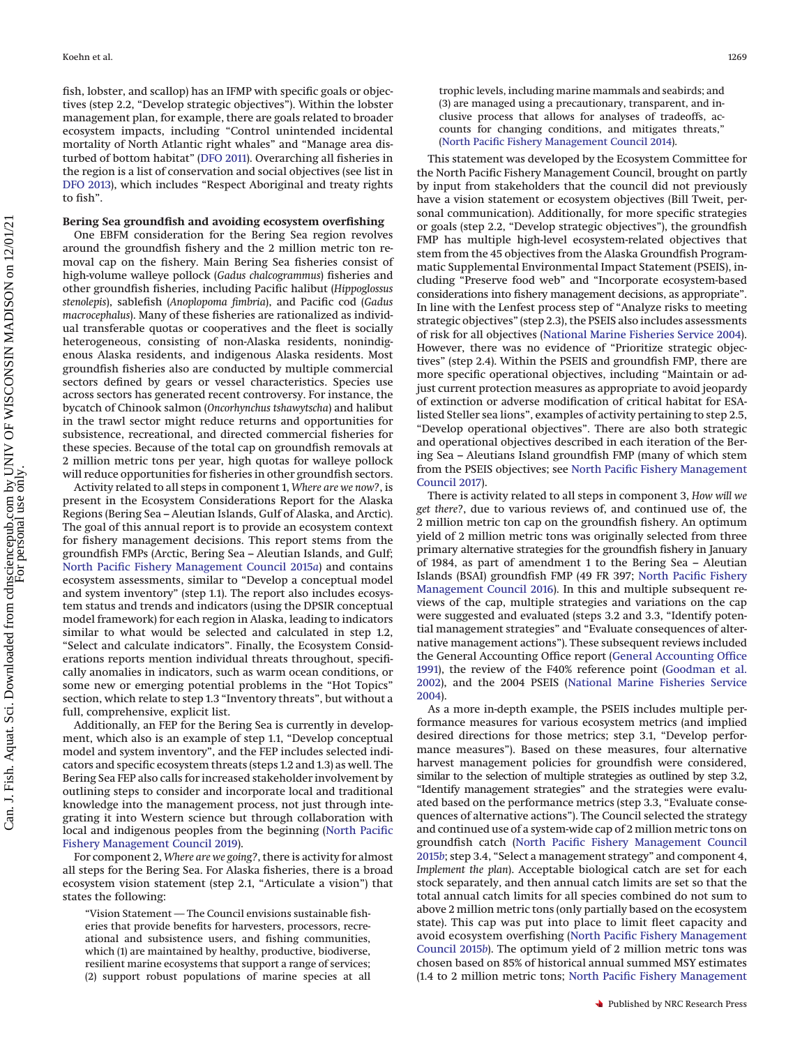fish, lobster, and scallop) has an IFMP with specific goals or objectives (step 2.2, "Develop strategic objectives"). Within the lobster management plan, for example, there are goals related to broader ecosystem impacts, including "Control unintended incidental mortality of North Atlantic right whales" and "Manage area disturbed of bottom habitat" (DFO 2011). Overarching all fisheries in the region is a list of conservation and social objectives (see list in DFO 2013), which includes "Respect Aboriginal and treaty rights to fish".

**Bering Sea groundfish and avoiding ecosystem overfishing**

One EBFM consideration for the Bering Sea region revolves around the groundfish fishery and the 2 million metric ton removal cap on the fishery. Main Bering Sea fisheries consist of high-volume walleye pollock (*Gadus chalcogrammus*) fisheries and other groundfish fisheries, including Pacific halibut (*Hippoglossus stenolepis*), sablefish (*Anoplopoma fimbria*), and Pacific cod (*Gadus macrocephalus*). Many of these fisheries are rationalized as individual transferable quotas or cooperatives and the fleet is socially heterogeneous, consisting of non-Alaska residents, nonindigenous Alaska residents, and indigenous Alaska residents. Most groundfish fisheries also are conducted by multiple commercial sectors defined by gears or vessel characteristics. Species use across sectors has generated recent controversy. For instance, the bycatch of Chinook salmon (*Oncorhynchus tschawytscha*) and halibut in the trawl sector might reduce returns and opportunities for subsistence, recreational, and directed commercial fisheries for these species. Because of the total cap on groundfish removals at 2 million metric tons per year, high quotas for walleye pollock will reduce opportunities for fisheries in other groundfish sectors.

Activity related to all steps in component 1, *Where are we now?*, is present in the Ecosystem Considerations Report for the Alaska Regions (Bering Sea – Aleutian Islands, Gulf of Alaska, and Arctic). The goal of this annual report is to provide an ecosystem context for fishery management decisions. This report stems from the groundfish FMPs (Arctic, Bering Sea – Aleutian Islands, and Gulf; North Pacific Fishery Management Council 2015*a*) and contains ecosystem assessments, similar to "Develop a conceptual model and system inventory" (step 1.1). The report also includes ecosystem status and trends and indicators (using the DPSIR conceptual model framework) for each region in Alaska, leading to indicators similar to what would be selected and calculated in step 1.2, "Select and calculate indicators". Finally, the Ecosystem Considerations reports mention individual threats throughout, specifically anomalies in indicators, such as warm ocean conditions, or some new or emerging potential problems in the "Hot Topics" section, which relate to step 1.3 "Inventory threats", but without a full, comprehensive, explicit list.

Additionally, an FEP for the Bering Sea is currently in development, which also is an example of step 1.1, "Develop conceptual model and system inventory", and the FEP includes selected indicators and specific ecosystem threats (steps 1.2 and 1.3) as well. The Bering Sea FEP also calls for increased stakeholder involvement by outlining steps to consider and incorporate local and traditional knowledge into the management process, not just through integrating it into Western science but through collaboration with local and indigenous peoples from the beginning (North Pacific Fishery Management Council 2019).

For component 2, *Where are we going?*, there is activity for almost all steps for the Bering Sea. For Alaska fisheries, there is a broad ecosystem vision statement (step 2.1, "Articulate a vision") that states the following:

> "Vision Statement — The Council envisions sustainable fisheries that provide benefits for harvesters, processors, recreational and subsistence users, and fishing communities, which (1) are maintained by healthy, productive, biodiverse, resilient marine ecosystems that support a range of services; (2) support robust populations of marine species at all trophic levels, including marine mammals and seabirds; and (3) are managed using a precautionary, transparent, and inclusive process that allows for analyses of tradeoffs, accounts for changing conditions, and mitigates threats," (North Pacific Fishery Management Council 2014).

This statement was developed by the Ecosystem Committee for the North Pacific Fishery Management Council, brought on partly by input from stakeholders that the council did not previously have a vision statement or ecosystem objectives (Bill Tweit, personal communication). Additionally, for more specific strategies or goals (step 2.2, "Develop strategic objectives"), the groundfish FMP has multiple high-level ecosystem-related objectives that stem from the 45 objectives from the Alaska Groundfish Programmatic Supplemental Environmental Impact Statement (PSEIS), including "Preserve food web" and "Incorporate ecosystem-based considerations into fishery management decisions, as appropriate". In line with the Lenfest process step of "Analyze risks to meeting strategic objectives" (step 2.3), the PSEIS also includes assessments of risk for all objectives (National Marine Fisheries Service 2004). However, there was no evidence of "Prioritize strategic objectives" (step 2.4). Within the PSEIS and groundfish FMP, there are more specific operational objectives, including "Maintain or adjust current protection measures as appropriate to avoid jeopardy of extinction or adverse modification of critical habitat for ESA-listed Steller sea lions", examples of activity pertaining to step 2.5, "Develop operational objectives". There are also both strategic and operational objectives described in each iteration of the Bering Sea – Aleutians Island groundfish FMP (many of which stem from the PSEIS objectives; see North Pacific Fishery Management Council 2017).

There is activity related to all steps in component 3, *How will we get there?*, due to various reviews of, and continued use of, the 2 million metric ton cap on the groundfish fishery. An optimum yield of 2 million metric tons was originally selected from three primary alternative strategies for the groundfish fishery in January of 1984, as part of amendment 1 to the Bering Sea – Aleutian Islands (BSAI) groundfish FMP (49 FR 397; North Pacific Fishery Management Council 2016). In this and multiple subsequent reviews of the cap, multiple strategies and variations on the cap were suggested and evaluated (steps 3.2 and 3.3, "Identify potential management strategies" and "Evaluate consequences of alternative management actions"). These subsequent reviews included the General Accounting Office report (General Accounting Office 1991), the review of the F40% reference point (Goodman et al. 2002), and the 2004 PSEIS (National Marine Fisheries Service 2004).

As a more in-depth example, the PSEIS includes multiple performance measures for various ecosystem metrics (and implied desired directions for those metrics; step 3.1, "Develop performance measures"). Based on these measures, four alternative harvest management policies for groundfish were considered, similar to the selection of multiple strategies as outlined by step 3.2, "Identify management strategies" and the strategies were evaluated based on the performance metrics (step 3.3, "Evaluate consequences of alternative actions"). The Council selected the strategy and continued use of a system-wide cap of 2 million metric tons on groundfish catch (North Pacific Fishery Management Council 2015*b*; step 3.4, "Select a management strategy" and component 4, *Implement the plan*). Acceptable biological catch are set for each stock separately, and then annual catch limits are set so that the total annual catch limits for all species combined do not sum to above 2 million metric tons (only partially based on the ecosystem state). This cap was put into place to limit fleet capacity and avoid ecosystem overfishing (North Pacific Fishery Management Council 2015*b*). The optimum yield of 2 million metric tons was chosen based on 85% of historical annual summed MSY estimates (1.4 to 2 million metric tons; North Pacific Fishery Management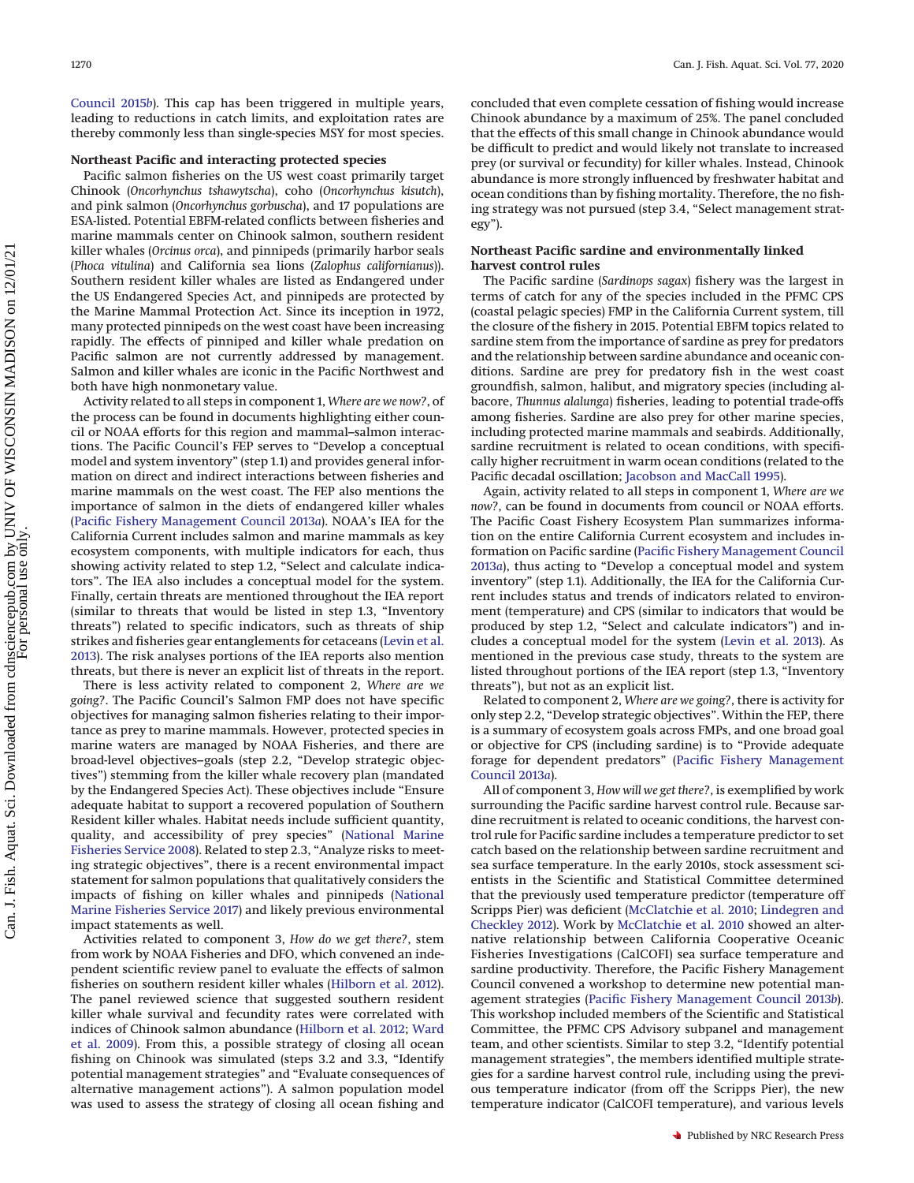Council 2015*b*). This cap has been triggered in multiple years, leading to reductions in catch limits, and exploitation rates are thereby commonly less than single-species MSY for most species.

### Northeast Pacific and interacting protected species

Pacific salmon fisheries on the US west coast primarily target Chinook (*Oncorhynchus tshawytscha*), coho (*Oncorhynchus kisutch*), and pink salmon (*Oncorhynchus gorbuscha*), and 17 populations are ESA-listed. Potential EBFM-related conflicts between fisheries and marine mammals center on Chinook salmon, southern resident killer whales (*Orcinus orca*), and pinnipeds (primarily harbor seals (*Phoca vitulina*) and California sea lions (*Zalophus californianus*)). Southern resident killer whales are listed as Endangered under the US Endangered Species Act, and pinnipeds are protected by the Marine Mammal Protection Act. Since its inception in 1972, many protected pinnipeds on the west coast have been increasing rapidly. The effects of pinniped and killer whale predation on Pacific salmon are not currently addressed by management. Salmon and killer whales are iconic in the Pacific Northwest and both have high nonmonetary value.

Activity related to all steps in component 1, *Where are we now?*, of the process can be found in documents highlighting either council or NOAA efforts for this region and mammal–salmon interactions. The Pacific Council's FEP serves to "Develop a conceptual model and system inventory" (step 1.1) and provides general information on direct and indirect interactions between fisheries and marine mammals on the west coast. The FEP also mentions the importance of salmon in the diets of endangered killer whales (Pacific Fishery Management Council 2013*a*). NOAA's IEA for the California Current includes salmon and marine mammals as key ecosystem components, with multiple indicators for each, thus showing activity related to step 1.2, "Select and calculate indicators". The IEA also includes a conceptual model for the system. Finally, certain threats are mentioned throughout the IEA report (similar to threats that would be listed in step 1.3, "Inventory threats") related to specific indicators, such as threats of ship strikes and fisheries gear entanglements for cetaceans (Levin et al. 2013). The risk analyses portions of the IEA reports also mention threats, but there is never an explicit list of threats in the report.

There is less activity related to component 2, *Where are we going?*. The Pacific Council's Salmon FMP does not have specific objectives for managing salmon fisheries relating to their importance as prey to marine mammals. However, protected species in marine waters are managed by NOAA Fisheries, and there are broad-level objectives–goals (step 2.2, "Develop strategic objectives") stemming from the killer whale recovery plan (mandated by the Endangered Species Act). These objectives include "Ensure adequate habitat to support a recovered population of Southern Resident killer whales. Habitat needs include sufficient quantity, quality, and accessibility of prey species" (National Marine Fisheries Service 2008). Related to step 2.3, "Analyze risks to meeting strategic objectives", there is a recent environmental impact statement for salmon populations that qualitatively considers the impacts of fishing on killer whales and pinnipeds (National Marine Fisheries Service 2017) and likely previous environmental impact statements as well.

Activities related to component 3, *How do we get there?*, stem from work by NOAA Fisheries and DFO, which convened an independent scientific review panel to evaluate the effects of salmon fisheries on southern resident killer whales (Hilborn et al. 2012). The panel reviewed science that suggested southern resident killer whale survival and fecundity rates were correlated with indices of Chinook salmon abundance (Hilborn et al. 2012; Ward et al. 2009). From this, a possible strategy of closing all ocean fishing on Chinook was simulated (steps 3.2 and 3.3, "Identify potential management strategies" and "Evaluate consequences of alternative management actions"). A salmon population model was used to assess the strategy of closing all ocean fishing and concluded that even complete cessation of fishing would increase Chinook abundance by a maximum of 25%. The panel concluded that the effects of this small change in Chinook abundance would be difficult to predict and would likely not translate to increased prey (or survival or fecundity) for killer whales. Instead, Chinook abundance is more strongly influenced by freshwater habitat and ocean conditions than by fishing mortality. Therefore, the no fishing strategy was not pursued (step 3.4, "Select management strategy").

### Northeast Pacific sardine and environmentally linked harvest control rules

The Pacific sardine (*Sardinops sagax*) fishery was the largest in terms of catch for any of the species included in the PFMC CPS (coastal pelagic species) FMP in the California Current system, till the closure of the fishery in 2015. Potential EBFM topics related to sardine stem from the importance of sardine as prey for predators and the relationship between sardine abundance and oceanic conditions. Sardine are prey for predatory fish in the west coast groundfish, salmon, halibut, and migratory species (including albacore, *Thunnus alalunga*) fisheries, leading to potential trade-offs among fisheries. Sardine are also prey for other marine species, including protected marine mammals and seabirds. Additionally, sardine recruitment is related to ocean conditions, with specifically higher recruitment in warm ocean conditions (related to the Pacific decadal oscillation; Jacobson and MacCall 1995).

Again, activity related to all steps in component 1, *Where are we now?*, can be found in documents from council or NOAA efforts. The Pacific Coast Fishery Ecosystem Plan summarizes information on the entire California Current ecosystem and includes information on Pacific sardine (Pacific Fishery Management Council 2013*a*), thus acting to "Develop a conceptual model and system inventory" (step 1.1). Additionally, the IEA for the California Current includes status and trends of indicators related to environment (temperature) and CPS (similar to indicators that would be produced by step 1.2, "Select and calculate indicators") and includes a conceptual model for the system (Levin et al. 2013). As mentioned in the previous case study, threats to the system are listed throughout portions of the IEA report (step 1.3, "Inventory threats"), but not as an explicit list.

Related to component 2, *Where are we going?*, there is activity for only step 2.2, "Develop strategic objectives". Within the FEP, there is a summary of ecosystem goals across FMPs, and one broad goal or objective for CPS (including sardine) is to "Provide adequate forage for dependent predators" (Pacific Fishery Management Council 2013*a*).

All of component 3, *How will we get there?*, is exemplified by work surrounding the Pacific sardine harvest control rule. Because sardine recruitment is related to oceanic conditions, the harvest control rule for Pacific sardine includes a temperature predictor to set catch based on the relationship between sardine recruitment and sea surface temperature. In the early 2010s, stock assessment scientists in the Scientific and Statistical Committee determined that the previously used temperature predictor (temperature off Scripps Pier) was deficient (McClatchie et al. 2010; Lindegren and Checkley 2012). Work by McClatchie et al. 2010 showed an alternative relationship between California Cooperative Oceanic Fisheries Investigations (CalCOFI) sea surface temperature and sardine productivity. Therefore, the Pacific Fishery Management Council convened a workshop to determine new potential management strategies (Pacific Fishery Management Council 2013*b*). This workshop included members of the Scientific and Statistical Committee, the PFMC CPS Advisory subpanel and management team, and other scientists. Similar to step 3.2, "Identify potential management strategies", the members identified multiple strategies for a sardine harvest control rule, including using the previous temperature indicator (from off the Scripps Pier), the new temperature indicator (CalCOFI temperature), and various levels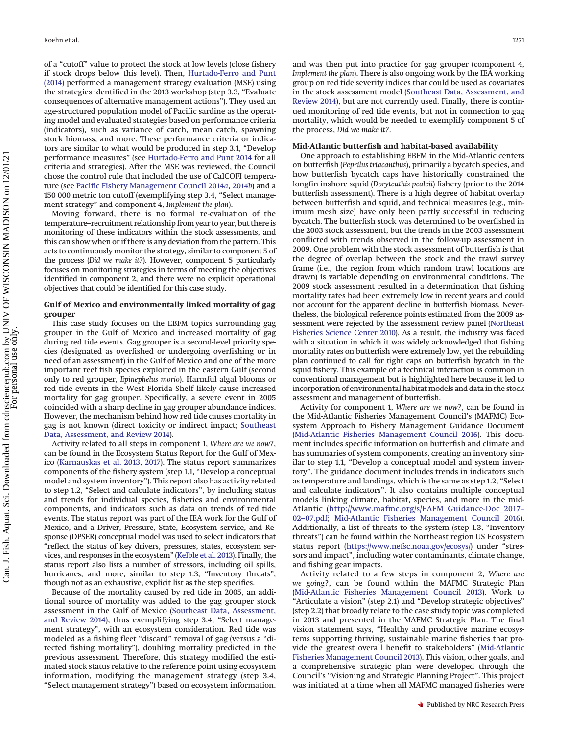of a "cutoff" value to protect the stock at low levels (close fishery if stock drops below this level). Then, Hurtado-Ferro and Punt (2014) performed a management strategy evaluation (MSE) using the strategies identified in the 2013 workshop (step 3.3, "Evaluate consequences of alternative management actions"). They used an age-structured population model of Pacific sardine as the operating model and evaluated strategies based on performance criteria (indicators), such as variance of catch, mean catch, spawning stock biomass, and more. These performance criteria or indicators are similar to what would be produced in step 3.1, "Develop performance measures" (see Hurtado-Ferro and Punt 2014 for all criteria and strategies). After the MSE was reviewed, the Council chose the control rule that included the use of CalCOFI temperature (see Pacific Fishery Management Council 2014*a*, 2014*b*) and a 150 000 metric ton cutoff (exemplifying step 3.4, "Select management strategy" and component 4, *Implement the plan*).

Moving forward, there is no formal re-evaluation of the temperature–recruitment relationship from year to year, but there is monitoring of these indicators within the stock assessments, and this can show when or if there is any deviation from the pattern. This acts to continuously monitor the strategy, similar to component 5 of the process (*Did we make it?*). However, component 5 particularly focuses on monitoring strategies in terms of meeting the objectives identified in component 2, and there were no explicit operational objectives that could be identified for this case study.

## Gulf of Mexico and environmentally linked mortality of gag grouper

This case study focuses on the EBFM topics surrounding gag grouper in the Gulf of Mexico and increased mortality of gag during red tide events. Gag grouper is a second-level priority species (designated as overfished or undergoing overfishing or in need of an assessment) in the Gulf of Mexico and one of the more important reef fish species exploited in the eastern Gulf (second only to red grouper, *Epinephelus morio*). Harmful algal blooms or red tide events in the West Florida Shelf likely cause increased mortality for gag grouper. Specifically, a severe event in 2005 coincided with a sharp decline in gag grouper abundance indices. However, the mechanism behind how red tide causes mortality in gag is not known (direct toxicity or indirect impact; Southeast Data, Assessment, and Review 2014).

Activity related to all steps in component 1, *Where are we now?*, can be found in the Ecosystem Status Report for the Gulf of Mexico (Karnauskas et al. 2013, 2017). The status report summarizes components of the fishery system (step 1.1, "Develop a conceptual model and system inventory"). This report also has activity related to step 1.2, "Select and calculate indicators", by including status and trends for individual species, fisheries and environmental components, and indicators such as data on trends of red tide events. The status report was part of the IEA work for the Gulf of Mexico, and a Driver, Pressure, State, Ecosystem service, and Response (DPSER) conceptual model was used to select indicators that "reflect the status of key drivers, pressures, states, ecosystem services, and responses in the ecosystem" (Kelble et al. 2013). Finally, the status report also lists a number of stressors, including oil spills, hurricanes, and more, similar to step 1.3, "Inventory threats", though not as an exhaustive, explicit list as the step specifies.

Because of the mortality caused by red tide in 2005, an additional source of mortality was added to the gag grouper stock assessment in the Gulf of Mexico (Southeast Data, Assessment, and Review 2014), thus exemplifying step 3.4, "Select management strategy", with an ecosystem consideration. Red tide was modeled as a fishing fleet "discard" removal of gag (versus a "directed fishing mortality"), doubling mortality predicted in the previous assessment. Therefore, this strategy modified the estimated stock status relative to the reference point using ecosystem information, modifying the management strategy (step 3.4, "Select management strategy") based on ecosystem information, and was then put into practice for gag grouper (component 4, *Implement the plan*). There is also ongoing work by the IEA working group on red tide severity indices that could be used as covariates in the stock assessment model (Southeast Data, Assessment, and Review 2014), but are not currently used. Finally, there is continued monitoring of red tide events, but not in connection to gag mortality, which would be needed to exemplify component 5 of the process, *Did we make it?*.

## Mid-Atlantic butterfish and habitat-based availability

One approach to establishing EBFM in the Mid-Atlantic centers on butterfish (*Peprilus triacanthus*), primarily a bycatch species, and how butterfish bycatch caps have historically constrained the longfin inshore squid (*Doryteuthis pealeii*) fishery (prior to the 2014 butterfish assessment). There is a high degree of habitat overlap between butterfish and squid, and technical measures (e.g., minimum mesh size) have only been partly successful in reducing bycatch. The butterfish stock was determined to be overfished in the 2003 stock assessment, but the trends in the 2003 assessment conflicted with trends observed in the follow-up assessment in 2009. One problem with the stock assessment of butterfish is that the degree of overlap between the stock and the trawl survey frame (i.e., the region from which random trawl locations are drawn) is variable depending on environmental conditions. The 2009 stock assessment resulted in a determination that fishing mortality rates had been extremely low in recent years and could not account for the apparent decline in butterfish biomass. Nevertheless, the biological reference points estimated from the 2009 assessment were rejected by the assessment review panel (Northeast Fisheries Science Center 2010). As a result, the industry was faced with a situation in which it was widely acknowledged that fishing mortality rates on butterfish were extremely low, yet the rebuilding plan continued to call for tight caps on butterfish bycatch in the squid fishery. This example of a technical interaction is common in conventional management but is highlighted here because it led to incorporation of environmental habitat models and data in the stock assessment and management of butterfish.

Activity for component 1, *Where are we now?*, can be found in the Mid-Atlantic Fisheries Management Council's (MAFMC) Ecosystem Approach to Fishery Management Guidance Document (Mid-Atlantic Fisheries Management Council 2016). This document includes specific information on butterfish and climate and has summaries of system components, creating an inventory similar to step 1.1, "Develop a conceptual model and system inventory". The guidance document includes trends in indicators such as temperature and landings, which is the same as step 1.2, "Select and calculate indicators". It also contains multiple conceptual models linking climate, habitat, species, and more in the mid-Atlantic (http://www.mafmc.org/s/EAFM_Guidance-Doc_2017–02–07.pdf; Mid-Atlantic Fisheries Management Council 2016). Additionally, a list of threats to the system (step 1.3, "Inventory threats") can be found within the Northeast region US Ecosystem status report (https://www.nefsc.noaa.gov/ecosys/) under "stressors and impact", including water contaminants, climate change, and fishing gear impacts.

Activity related to a few steps in component 2, *Where are we going?*, can be found within the MAFMC Strategic Plan (Mid-Atlantic Fisheries Management Council 2013). Work to "Articulate a vision" (step 2.1) and "Develop strategic objectives" (step 2.2) that broadly relate to the case study topic was completed in 2013 and presented in the MAFMC Strategic Plan. The final vision statement says, "Healthy and productive marine ecosystems supporting thriving, sustainable marine fisheries that provide the greatest overall benefit to stakeholders" (Mid-Atlantic Fisheries Management Council 2013). This vision, other goals, and a comprehensive strategic plan were developed through the Council's "Visioning and Strategic Planning Project". This project was initiated at a time when all MAFMC managed fisheries were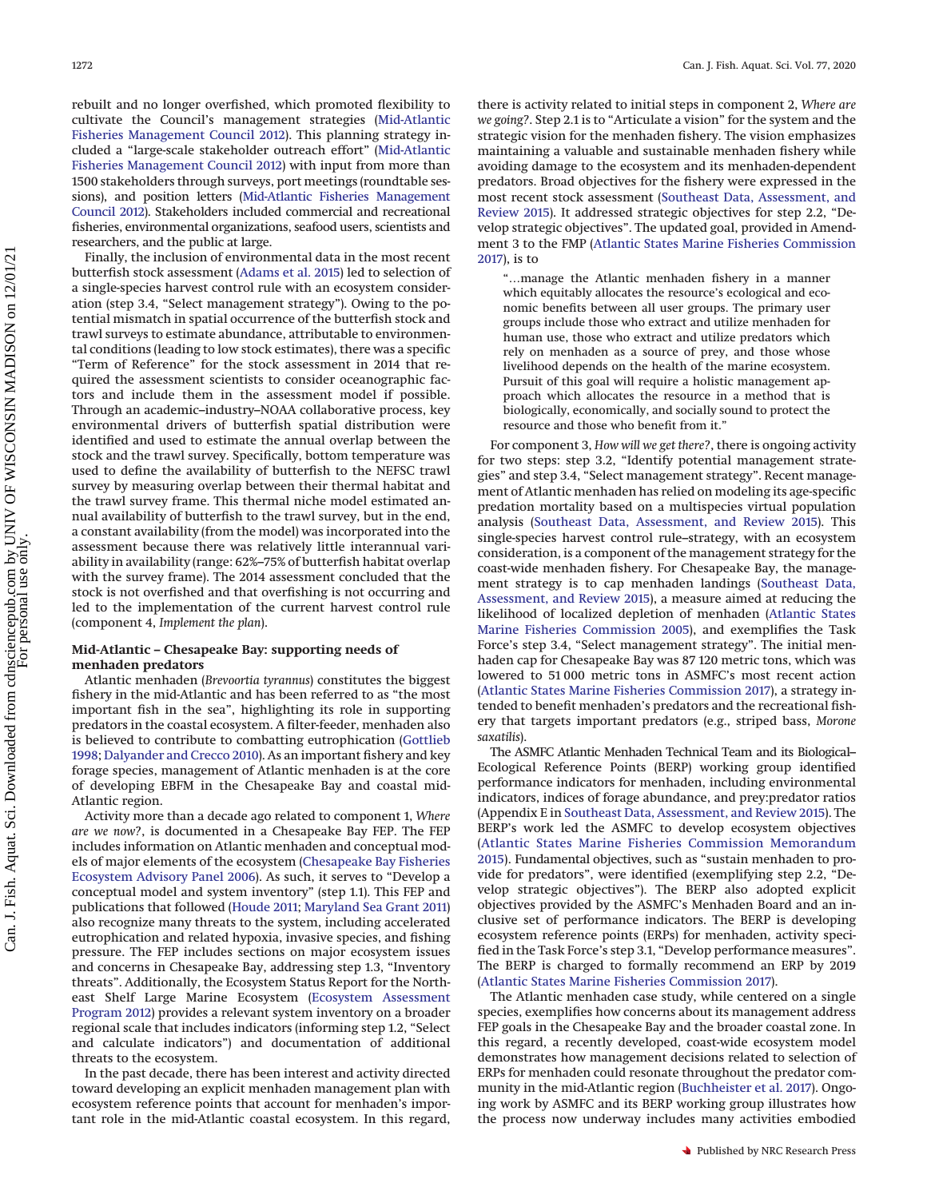rebuilt and no longer overfished, which promoted flexibility to cultivate the Council's management strategies (Mid-Atlantic Fisheries Management Council 2012). This planning strategy included a "large-scale stakeholder outreach effort" (Mid-Atlantic Fisheries Management Council 2012) with input from more than 1500 stakeholders through surveys, port meetings (roundtable sessions), and position letters (Mid-Atlantic Fisheries Management Council 2012). Stakeholders included commercial and recreational fisheries, environmental organizations, seafood users, scientists and researchers, and the public at large.

Finally, the inclusion of environmental data in the most recent butterfish stock assessment (Adams et al. 2015) led to selection of a single-species harvest control rule with an ecosystem consideration (step 3.4, "Select management strategy"). Owing to the potential mismatch in spatial occurrence of the butterfish stock and trawl surveys to estimate abundance, attributable to environmental conditions (leading to low stock estimates), there was a specific "Term of Reference" for the stock assessment in 2014 that required the assessment scientists to consider oceanographic factors and include them in the assessment model if possible. Through an academic–industry–NOAA collaborative process, key environmental drivers of butterfish spatial distribution were identified and used to estimate the annual overlap between the stock and the trawl survey. Specifically, bottom temperature was used to define the availability of butterfish to the NEFSC trawl survey by measuring overlap between their thermal habitat and the trawl survey frame. This thermal niche model estimated annual availability of butterfish to the trawl survey, but in the end, a constant availability (from the model) was incorporated into the assessment because there was relatively little interannual variability in availability (range: 62%–75% of butterfish habitat overlap with the survey frame). The 2014 assessment concluded that the stock is not overfished and that overfishing is not occurring and led to the implementation of the current harvest control rule (component 4, *Implement the plan*).

### Mid-Atlantic – Chesapeake Bay: supporting needs of menhaden predators

Atlantic menhaden (*Brevoortia tyrannus*) constitutes the biggest fishery in the mid-Atlantic and has been referred to as "the most important fish in the sea", highlighting its role in supporting predators in the coastal ecosystem. A filter-feeder, menhaden also is believed to contribute to combatting eutrophication (Gottlieb 1998; Dalyander and Cerco 2010). As an important fishery and key forage species, management of Atlantic menhaden is at the core of developing EBFM in the Chesapeake Bay and coastal mid-Atlantic region.

Activity more than a decade ago related to component 1, *Where are we now?*, is documented in a Chesapeake Bay FEP. The FEP includes information on Atlantic menhaden and conceptual models of major elements of the ecosystem (Chesapeake Bay Fisheries Ecosystem Advisory Panel 2006). As such, it serves to "Develop a conceptual model and system inventory" (step 1.1). This FEP and publications that followed (Houde 2011; Maryland Sea Grant 2011) also recognize many threats to the system, including accelerated eutrophication and related hypoxia, invasive species, and fishing pressure. The FEP includes sections on major ecosystem issues and concerns in Chesapeake Bay, addressing step 1.3, "Inventory threats". Additionally, the Ecosystem Status Report for the Northeast Shelf Large Marine Ecosystem (Ecosystem Assessment Program 2012) provides a relevant system inventory on a broader regional scale that includes indicators (informing step 1.2, "Select and calculate indicators") and documentation of additional threats to the ecosystem.

In the past decade, there has been interest and activity directed toward developing an explicit menhaden management plan with ecosystem reference points that account for menhaden's important role in the mid-Atlantic coastal ecosystem. In this regard, there is activity related to initial steps in component 2, *Where are we going?*. Step 2.1 is to "Articulate a vision" for the system and the strategic vision for the menhaden fishery. The vision emphasizes maintaining a valuable and sustainable menhaden fishery while avoiding damage to the ecosystem and its menhaden-dependent predators. Broad objectives for the fishery were expressed in the most recent stock assessment (Southeast Data, Assessment, and Review 2015). It addressed strategic objectives for step 2.2, "Develop strategic objectives". The updated goal, provided in Amendment 3 to the FMP (Atlantic States Marine Fisheries Commission 2017), is to

> "…manage the Atlantic menhaden fishery in a manner which equitably allocates the resource's ecological and economic benefits between all user groups. The primary user groups include those who extract and utilize menhaden for human use, those who extract and utilize predators which rely on menhaden as a source of prey, and those whose livelihood depends on the health of the marine ecosystem. Pursuit of this goal will require a holistic management approach which allocates the resource in a method that is biologically, economically, and socially sound to protect the resource and those who benefit from it."

For component 3, *How will we get there?*, there is ongoing activity for two steps: step 3.2, "Identify potential management strategies" and step 3.4, "Select management strategy". Recent management of Atlantic menhaden has relied on modeling its age-specific predation mortality based on a multispecies virtual population analysis (Southeast Data, Assessment, and Review 2015). This single-species harvest control rule–strategy, with an ecosystem consideration, is a component of the management strategy for the coast-wide menhaden fishery. For Chesapeake Bay, the management strategy is to cap menhaden landings (Southeast Data, Assessment, and Review 2015), a measure aimed at reducing the likelihood of localized depletion of menhaden (Atlantic States Marine Fisheries Commission 2005), and exemplifies the Task Force's step 3.4, "Select management strategy". The initial menhaden cap for Chesapeake Bay was 87 120 metric tons, which was lowered to 51 000 metric tons in ASMFC's most recent action (Atlantic States Marine Fisheries Commission 2017), a strategy intended to benefit menhaden's predators and the recreational fishery that targets important predators (e.g., striped bass, *Morone saxatilis*).

The ASMFC Atlantic Menhaden Technical Team and its Biological–Ecological Reference Points (BERP) working group identified performance indicators for menhaden, including environmental indicators, indices of forage abundance, and prey:predator ratios (Appendix E in Southeast Data, Assessment, and Review 2015). The BERP's work led the ASMFC to develop ecosystem objectives (Atlantic States Marine Fisheries Commission Memorandum 2015). Fundamental objectives, such as "sustain menhaden to provide for predators", were identified (exemplifying step 2.2, "Develop strategic objectives"). The BERP also adopted explicit objectives provided by the ASMFC's Menhaden Board and an inclusive set of performance indicators. The BERP is developing ecosystem reference points (ERPs) for menhaden, activity specified in the Task Force's step 3.1, "Develop performance measures". The BERP is charged to formally recommend an ERP by 2019 (Atlantic States Marine Fisheries Commission 2017).

The Atlantic menhaden case study, while centered on a single species, exemplifies how concerns about its management address FEP goals in the Chesapeake Bay and the broader coastal zone. In this regard, a recently developed, coast-wide ecosystem model demonstrates how management decisions related to selection of ERPs for menhaden could resonate throughout the predator community in the mid-Atlantic region (Buchheister et al. 2017). Ongoing work by ASMFC and its BERP working group illustrates how the process now underway includes many activities embodied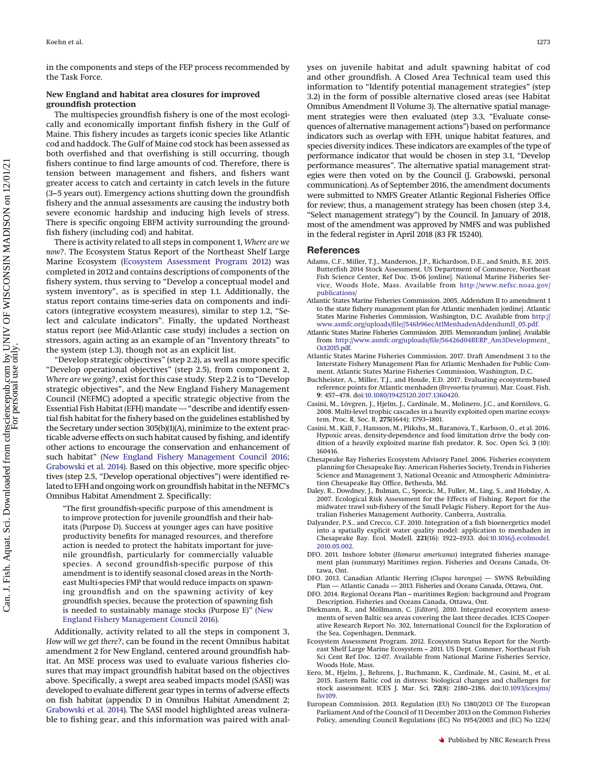in the components and steps of the FEP process recommended by the Task Force.

### New England and habitat area closures for improved groundfish protection

The multispecies groundfish fishery is one of the most ecologically and economically important finfish fishery in the Gulf of Maine. This fishery incudes as targets iconic species like Atlantic cod and haddock. The Gulf of Maine cod stock has been assessed as both overfished and that overfishing is still occurring, though fishers continue to find large amounts of cod. Therefore, there is tension between management and fishers, and fishers want greater access to catch and certainty in catch levels in the future (3–5 years out). Emergency actions shutting down the groundfish fishery and the annual assessments are causing the industry both severe economic hardship and inducing high levels of stress. There is specific ongoing EBFM activity surrounding the groundfish fishery (including cod) and habitat.

There is activity related to all steps in component 1, *Where are we now?*. The Ecosystem Status Report of the Northeast Shelf Large Marine Ecosystem (Ecosystem Assessment Program 2012) was completed in 2012 and contains descriptions of components of the fishery system, thus serving to "Develop a conceptual model and system inventory", as is specified in step 1.1. Additionally, the status report contains time-series data on components and indicators (integrative ecosystem measures), similar to step 1.2, "Select and calculate indicators". Finally, the updated Northeast status report (see Mid-Atlantic case study) includes a section on stressors, again acting as an example of an "Inventory threats" to the system (step 1.3), though not as an explicit list.

"Develop strategic objectives" (step 2.2), as well as more specific "Develop operational objectives" (step 2.5), from component 2, *Where are we going?*, exist for this case study. Step 2.2 is to "Develop strategic objectives", and the New England Fishery Management Council (NEFMC) adopted a specific strategic objective from the Essential Fish Habitat (EFH) mandate — "describe and identify essential fish habitat for the fishery based on the guidelines established by the Secretary under section 305(b)(1)(A), minimize to the extent practicable adverse effects on such habitat caused by fishing, and identify other actions to encourage the conservation and enhancement of such habitat" (New England Fishery Management Council 2016; Grabowski et al. 2014). Based on this objective, more specific objectives (step 2.5, "Develop operational objectives") were identified related to EFH and ongoing work on groundfish habitat in the NEFMC's Omnibus Habitat Amendment 2. Specifically:

> "The first groundfish-specific purpose of this amendment is to improve protection for juvenile groundfish and their habitats (Purpose D). Success at younger ages can have positive productivity benefits for managed resources, and therefore action is needed to protect the habitats important for juvenile groundfish, particularly for commercially valuable species. A second groundfish-specific purpose of this amendment is to identify seasonal closed areas in the Northeast Multi-species FMP that would reduce impacts on spawning groundfish and on the spawning activity of key groundfish species, because the protection of spawning fish is needed to sustainably manage stocks (Purpose E)" (New England Fishery Management Council 2016).

Additionally, activity related to all the steps in component 3, *How will we get there?*, can be found in the recent Omnibus habitat amendment 2 for New England, centered around groundfish habitat. An MSE process was used to evaluate various fisheries closures that may impact groundfish habitat based on the objectives above. Specifically, a swept area seabed impacts model (SASI) was developed to evaluate different gear types in terms of adverse effects on fish habitat (appendix D in Omnibus Habitat Amendment 2; Grabowski et al. 2014). The SASI model highlighted areas vulnerable to fishing gear, and this information was paired with analyses on juvenile habitat and adult spawning habitat of cod and other groundfish. A Closed Area Technical team used this information to "Identify potential management strategies" (step 3.2) in the form of possible alternative closed areas (see Habitat Omnibus Amendment II Volume 3). The alternative spatial management strategies were then evaluated (step 3.3, "Evaluate consequences of alternative management actions") based on performance indicators such as overlap with EFH, unique habitat features, and species diversity indices. These indicators are examples of the type of performance indicator that would be chosen in step 3.1, "Develop performance measures". The alternative spatial management strategies were then voted on by the Council (J. Grabowski, personal communication). As of September 2016, the amendment documents were submitted to NMFS Greater Atlantic Regional Fisheries Office for review; thus, a management strategy has been chosen (step 3.4, "Select management strategy") by the Council. In January of 2018, most of the amendment was approved by NMFS and was published in the federal register in April 2018 (83 FR 15240).

## References

Adams, C.F., Miller, T.J., Manderson, J.P., Richardson, D.E., and Smith, B.E. 2015. Butterfish 2014 Stock Assessment. US Department of Commerce, Northeast Fish Science Center, Ref Doc. 15-06 [online]. National Marine Fisheries Service, Woods Hole, Mass. Available from http://www.nefsc.noaa.gov/publications/

Atlantic States Marine Fisheries Commission. 2005. Addendum II to amendment 1 to the state fishery management plan for Atlantic menhaden [online]. Atlantic States Marine Fisheries Commission, Washington, D.C. Available from http://www.asmfc.org/uploads/file//546b96ecAtlMenhadenAddendumII_05.pdf.

Atlantic States Marine Fisheries Commission. 2015. Memorandum [online]. Available from http://www.asmfc.org/uploads/file/56426d04BERP_Am3Development_Oct2015.pdf.

Atlantic States Marine Fisheries Commission. 2017. Draft Amendment 3 to the Interstate Fishery Management Plan for Atlantic Menhaden for Public Comment. Atlantic States Marine Fisheries Commission, Washington, D.C.

Buchheister, A., Miller, T.J., and Houde, E.D. 2017. Evaluating ecosystem-based reference points for Atlantic menhaden (*Brevoortia tyrannus*). Mar. Coast. Fish. **9**: 457–478. doi:10.1080/19425120.2017.1360420.

Casini, M., Lövgren, J., Hjelm, J., Cardinale, M., Molinero, J.C., and Kornilovs, G. 2008. Multi-level trophic cascades in a heavily exploited open marine ecosystem. Proc. R. Soc. B, **275**(1644): 1793–1801.

Casini, M., Käll, F., Hansson, M., Plikshs, M., Baranova, T., Karlsson, O., et al. 2016. Hypoxic areas, density-dependence and food limitation drive the body condition of a heavily exploited marine fish predator. R. Soc. Open Sci. **3** (10): 160416.

Chesapeake Bay Fisheries Ecosystem Advisory Panel. 2006. Fisheries ecosystem planning for Chesapeake Bay. American Fisheries Society, Trends in Fisheries Science and Management 3, National Oceanic and Atmospheric Administration Chesapeake Bay Office, Bethesda, Md.

Daley, R., Dowdney, J., Bulman, C., Sporcic, M., Fuller, M., Ling, S., and Hobday, A. 2007. Ecological Risk Assessment for the Effects of Fishing. Report for the midwater trawl sub-fishery of the Small Pelagic Fishery. Report for the Australian Fisheries Management Authority, Canberra, Australia.

Dalyander, P.S., and Cerco, C.F. 2010. Integration of a fish bioenergetics model into a spatially explicit water quality model: application to menhaden in Chesapeake Bay. Ecol. Modell. **221**(16): 1922–1933. doi:10.1016/j.ecolmodel.2010.05.002.

DFO. 2011. Inshore lobster (*Homarus americanus*) integrated fisheries management plan (summary) Maritimes region. Fisheries and Oceans Canada, Ottawa, Ont.

DFO. 2013. Canadian Atlantic Herring (*Clupea harengus*) — SWNS Rebuilding Plan — Atlantic Canada — 2013. Fisheries and Oceans Canada, Ottawa, Ont.

DFO. 2014. Regional Oceans Plan – maritimes Region: background and Program Description. Fisheries and Oceans Canada, Ottawa, Ont.

Diekmann, R., and Möllmann, C. [*Editors*]. 2010. Integrated ecosystem assessments of seven Baltic sea areas covering the last three decades. ICES Cooperative Research Report No. 302, International Council for the Exploration of the Sea, Copenhagen, Denmark.

Ecosystem Assessment Program. 2012. Ecosystem Status Report for the Northeast Shelf Large Marine Ecosystem – 2011. US Dept. Commer, Northeast Fish Sci Cent Ref Doc. 12-07. Available from National Marine Fisheries Service, Woods Hole, Mass.

Eero, M., Hjelm, J., Behrens, J., Buchmann, K., Cardinale, M., Casini, M., et al. 2015. Eastern Baltic cod in distress: biological changes and challenges for stock assessment. ICES J. Mar. Sci. **72**(8): 2180–2186. doi:10.1093/icesjms/fsv109.

European Commission. 2013. Regulation (EU) No 1380/2013 OF The European Parliament And of the Council of 11 December 2013 on the Common Fisheries Policy, amending Council Regulations (EC) No 1954/2003 and (EC) No 1224/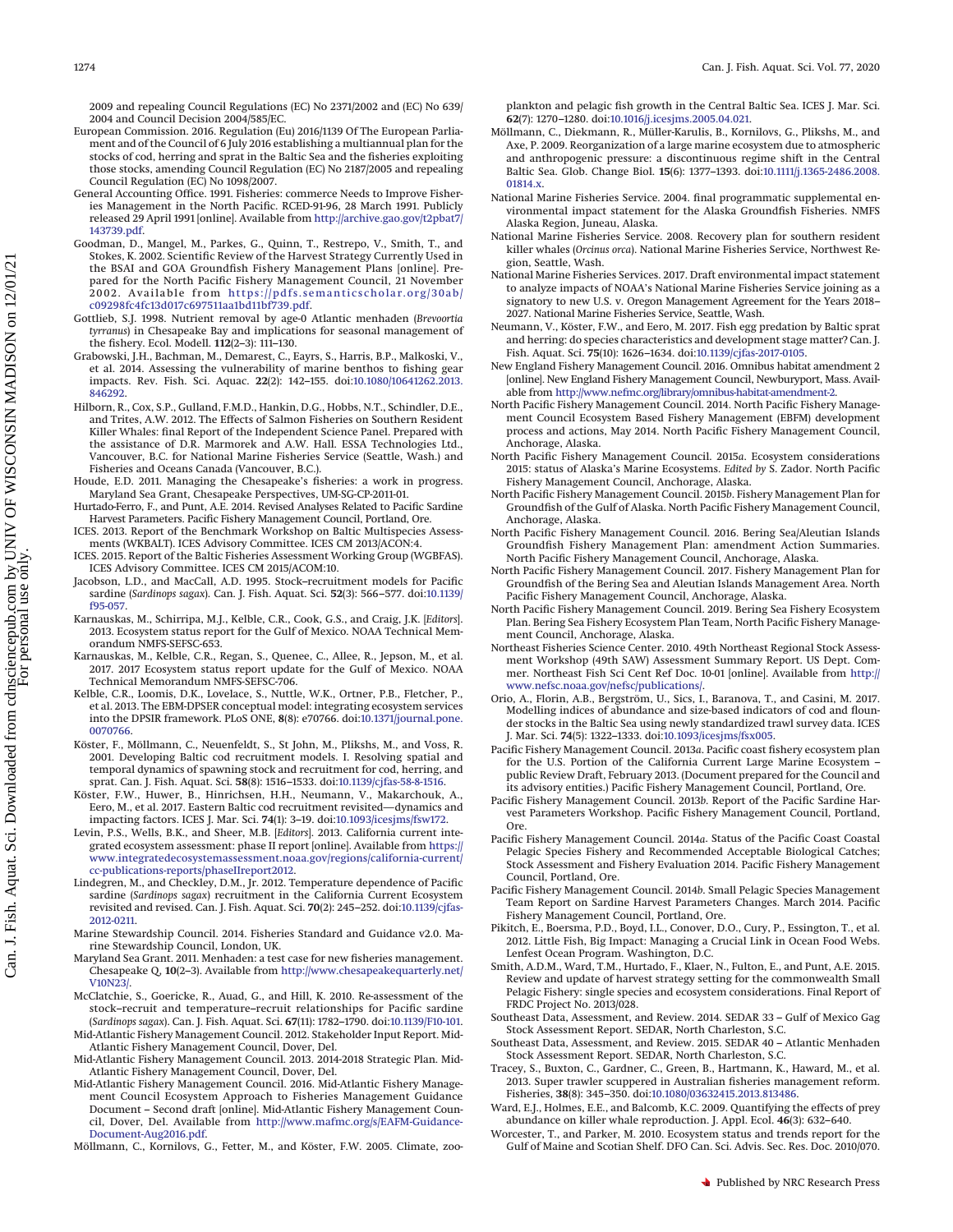2009 and repealing Council Regulations (EC) No 2371/2002 and (EC) No 639/2004 and Council Decision 2004/585/EC.

European Commission. 2016. Regulation (Eu) 2016/1139 Of The European Parliament and of the Council of 6 July 2016 establishing a multiannual plan for the stocks of cod, herring and sprat in the Baltic Sea and the fisheries exploiting those stocks, amending Council Regulation (EC) No 2187/2005 and repealing Council Regulation (EC) No 1098/2007.

General Accounting Office. 1991. Fisheries: commerce Needs to Improve Fisheries Management in the North Pacific. RCED-91-96, 28 March 1991. Publicly released 29 April 1991 [online]. Available from http://archive.gao.gov/t2pbat7/143739.pdf.

Goodman, D., Mangel, M., Parkes, G., Quinn, T., Restrepo, V., Smith, T., and Stokes, K. 2002. Scientific Review of the Harvest Strategy Currently Used in the BSAI and GOA Groundfish Fishery Management Plans [online]. Prepared for the North Pacific Fishery Management Council, 21 November 2002. Available from https://pdfs.semanticscholar.org/30ab/c09298fc4fc13d017c697511aa1bd11bf739.pdf.

Gottlieb, S.J. 1998. Nutrient removal by age-0 Atlantic menhaden (*Brevoortia tyrranus*) in Chesapeake Bay and implications for seasonal management of the fishery. Ecol. Modell. **112**(2–3): 111–130.

Grabowski, J.H., Bachman, M., Demarest, C., Eayrs, S., Harris, B.P., Malkoski, V., et al. 2014. Assessing the vulnerability of marine benthos to fishing gear impacts. Rev. Fish. Sci. Aquac. **22**(2): 142–155. doi:10.1080/10641262.2013.846292.

Hilborn, R., Cox, S.P., Gulland, F.M.D., Hankin, D.G., Hobbs, N.T., Schindler, D.E., and Trites, A.W. 2012. The Effects of Salmon Fisheries on Southern Resident Killer Whales: final Report of the Independent Science Panel. Prepared with the assistance of D.R. Marmorek and A.W. Hall. ESSA Technologies Ltd., Vancouver, B.C. for National Marine Fisheries Service (Seattle, Wash.) and Fisheries and Oceans Canada (Vancouver, B.C.).

Houde, E.D. 2011. Managing the Chesapeake's fisheries: a work in progress. Maryland Sea Grant, Chesapeake Perspectives, UM-SG-CP-2011-01.

Hurtado-Ferro, F., and Punt, A.E. 2014. Revised Analyses Related to Pacific Sardine Harvest Parameters. Pacific Fishery Management Council, Portland, Ore.

ICES. 2013. Report of the Benchmark Workshop on Baltic Multispecies Assessments (WKBALT). ICES Advisory Committee. ICES CM 2013/ACON:4.

ICES. 2015. Report of the Baltic Fisheries Assessment Working Group (WGBFAS). ICES Advisory Committee. ICES CM 2015/ACOM:10.

Jacobson, L.D., and MacCall, A.D. 1995. Stock–recruitment models for Pacific sardine (*Sardinops sagax*). Can. J. Fish. Aquat. Sci. **52**(3): 566–577. doi:10.1139/f95-057.

Karnauskas, M., Schirripa, M.J., Kelble, C.R., Cook, G.S., and Craig, J.K. [*Editors*]. 2013. Ecosystem status report for the Gulf of Mexico. NOAA Technical Memorandum NMFS-SEFSC-653.

Karnauskas, M., Kelble, C.R., Regan, S., Quenee, C., Allee, R., Jepson, M., et al. 2017. 2017 Ecosystem status report update for the Gulf of Mexico. NOAA Technical Memorandum NMFS-SEFSC-706.

Kelble, C.R., Loomis, D.K., Lovelace, S., Nuttle, W.K., Ortner, P.B., Fletcher, P., et al. 2013. The EBM-DPSER conceptual model: integrating ecosystem services into the DPSIR framework. PLoS ONE, **8**(8): e70766. doi:10.1371/journal.pone.0070766.

Köster, F., Möllmann, C., Neuenfeldt, S., St John, M., Plikshs, M., and Voss, R. 2001. Developing Baltic cod recruitment models. I. Resolving spatial and temporal dynamics of spawning stock and recruitment for cod, herring, and sprat. Can. J. Fish. Aquat. Sci. **58**(8): 1516–1533. doi:10.1139/cjfas-58-8-1516.

Köster, F.W., Huwer, B., Hinrichsen, H.H., Neumann, V., Makarchouk, A., Eero, M., et al. 2017. Eastern Baltic cod recruitment revisited—dynamics and impacting factors. ICES J. Mar. Sci. **74**(1): 3–19. doi:10.1093/icesjms/fsw172.

Levin, P.S., Wells, B.K., and Sheer, M.B. [*Editors*]. 2013. California current integrated ecosystem assessment: phase II report [online]. Available from https://www.integratedecosystemassessment.noaa.gov/regions/california-current/cc-publications-reports/phaseIIreport2012.

Lindegren, M., and Checkley, D.M., Jr. 2012. Temperature dependence of Pacific sardine (*Sardinops sagax*) recruitment in the California Current Ecosystem revisited and revised. Can. J. Fish. Aquat. Sci. **70**(2): 245–252. doi:10.1139/cjfas-2012-0211.

Marine Stewardship Council. 2014. Fisheries Standard and Guidance v2.0. Marine Stewardship Council, London, UK.

Maryland Sea Grant. 2011. Menhaden: a test case for new fisheries management. Chesapeake Q, **10**(2–3). Available from http://www.chesapeakequarterly.net/V10N23/.

McClatchie, S., Goericke, R., Auad, G., and Hill, K. 2010. Re-assessment of the stock–recruit and temperature–recruit relationships for Pacific sardine (*Sardinops sagax*). Can. J. Fish. Aquat. Sci. **67**(11): 1782–1790. doi:10.1139/F10-101.

Mid-Atlantic Fishery Management Council. 2012. Stakeholder Input Report. Mid-Atlantic Fishery Management Council, Dover, Del.

Mid-Atlantic Fishery Management Council. 2013. 2014-2018 Strategic Plan. Mid-Atlantic Fishery Management Council, Dover, Del.

Mid-Atlantic Fishery Management Council. 2016. Mid-Atlantic Fishery Management Council Ecosystem Approach to Fisheries Management Guidance Document – Second draft [online]. Mid-Atlantic Fishery Management Council, Dover, Del. Available from http://www.mafmc.org/s/EAFM-Guidance-Document-Aug2016.pdf.

Möllmann, C., Kornilovs, G., Fetter, M., and Köster, F.W. 2005. Climate, zooplankton and pelagic fish growth in the Central Baltic Sea. ICES J. Mar. Sci. **62**(7): 1270–1280. doi:10.1016/j.icesjms.2005.04.021.

Möllmann, C., Diekmann, R., Müller-Karulis, B., Kornilovs, G., Plikshs, M., and Axe, P. 2009. Reorganization of a large marine ecosystem due to atmospheric and anthropogenic pressure: a discontinuous regime shift in the Central Baltic Sea. Glob. Change Biol. **15**(6): 1377–1393. doi:10.1111/j.1365-2486.2008.01814.x.

National Marine Fisheries Service. 2004. final programmatic supplemental environmental impact statement for the Alaska Groundfish Fisheries. NMFS Alaska Region, Juneau, Alaska.

National Marine Fisheries Service. 2008. Recovery plan for southern resident killer whales (*Orcinus orca*). National Marine Fisheries Service, Northwest Region, Seattle, Wash.

National Marine Fisheries Services. 2017. Draft environmental impact statement to analyze impacts of NOAA's National Marine Fisheries Service joining as a signatory to new U.S. v. Oregon Management Agreement for the Years 2018–2027. National Marine Fisheries Service, Seattle, Wash.

Neumann, V., Köster, F.W., and Eero, M. 2017. Fish egg predation by Baltic sprat and herring: do species characteristics and development stage matter? Can. J. Fish. Aquat. Sci. **75**(10): 1626–1634. doi:10.1139/cjfas-2017-0105.

New England Fishery Management Council. 2016. Omnibus habitat amendment 2 [online]. New England Fishery Management Council, Newburyport, Mass. Available from http://www.nefmc.org/library/omnibus-habitat-amendment-2.

North Pacific Fishery Management Council. 2014. North Pacific Fishery Management Council Ecosystem Based Fishery Management (EBFM) development process and actions, May 2014. North Pacific Fishery Management Council, Anchorage, Alaska.

North Pacific Fishery Management Council. 2015*a*. Ecosystem considerations 2015: status of Alaska's Marine Ecosystems. *Edited by* S. Zador. North Pacific Fishery Management Council, Anchorage, Alaska.

North Pacific Fishery Management Council. 2015*b*. Fishery Management Plan for Groundfish of the Gulf of Alaska. North Pacific Fishery Management Council, Anchorage, Alaska.

North Pacific Fishery Management Council. 2016. Bering Sea/Aleutian Islands Groundfish Fishery Management Plan: amendment Action Summaries. North Pacific Fishery Management Council, Anchorage, Alaska.

North Pacific Fishery Management Council. 2017. Fishery Management Plan for Groundfish of the Bering Sea and Aleutian Islands Management Area. North Pacific Fishery Management Council, Anchorage, Alaska.

North Pacific Fishery Management Council. 2019. Bering Sea Fishery Ecosystem Plan. Bering Sea Fishery Ecosystem Plan Team, North Pacific Fishery Management Council, Anchorage, Alaska.

Northeast Fisheries Science Center. 2010. 49th Northeast Regional Stock Assessment Workshop (49th SAW) Assessment Summary Report. US Dept. Commer. Northeast Fish Sci Cent Ref Doc. 10-01 [online]. Available from http://www.nefsc.noaa.gov/nefsc/publications/.

Orio, A., Florin, A.B., Bergström, U., Sics, I., Baranova, T., and Casini, M. 2017. Modelling indices of abundance and size-based indicators of cod and flounder stocks in the Baltic Sea using newly standardized trawl survey data. ICES J. Mar. Sci. **74**(5): 1322–1333. doi:10.1093/icesjms/fsx005.

Pacific Fishery Management Council. 2013*a*. Pacific coast fishery ecosystem plan for the U.S. Portion of the California Current Large Marine Ecosystem – public Review Draft, February 2013. (Document prepared for the Council and its advisory entities.) Pacific Fishery Management Council, Portland, Ore.

Pacific Fishery Management Council. 2013*b*. Report of the Pacific Sardine Harvest Parameters Workshop. Pacific Fishery Management Council, Portland, Ore.

Pacific Fishery Management Council. 2014*a*. Status of the Pacific Coast Coastal Pelagic Species Fishery and Recommended Acceptable Biological Catches; Stock Assessment and Fishery Evaluation 2014. Pacific Fishery Management Council, Portland, Ore.

Pacific Fishery Management Council. 2014*b*. Small Pelagic Species Management Team Report on Sardine Harvest Parameters Changes. March 2014. Pacific Fishery Management Council, Portland, Ore.

Pikitch, E., Boersma, P.D., Boyd, I.L., Conover, D.O., Cury, P., Essington, T., et al. 2012. Little Fish, Big Impact: Managing a Crucial Link in Ocean Food Webs. Lenfest Ocean Program. Washington, D.C.

Smith, A.D.M., Ward, T.M., Hurtado, F., Klaer, N., Fulton, E., and Punt, A.E. 2015. Review and update of harvest strategy setting for the commonwealth Small Pelagic Fishery: single species and ecosystem considerations. Final Report of FRDC Project No. 2013/028.

Southeast Data, Assessment, and Review. 2014. SEDAR 33 – Gulf of Mexico Gag Stock Assessment Report. SEDAR, North Charleston, S.C.

Southeast Data, Assessment, and Review. 2015. SEDAR 40 – Atlantic Menhaden Stock Assessment Report. SEDAR, North Charleston, S.C.

Tracey, S., Buxton, C., Gardner, C., Green, B., Hartmann, K., Haward, M., et al. 2013. Super trawler scuppered in Australian fisheries management reform. Fisheries, **38**(8): 345–350. doi:10.1080/03632415.2013.813486.

Ward, E.J., Holmes, E.E., and Balcomb, K.C. 2009. Quantifying the effects of prey abundance on killer whale reproduction. J. Appl. Ecol. **46**(3): 632–640.

Worcester, T., and Parker, M. 2010. Ecosystem status and trends report for the Gulf of Maine and Scotian Shelf. DFO Can. Sci. Advis. Sec. Res. Doc. 2010/070.